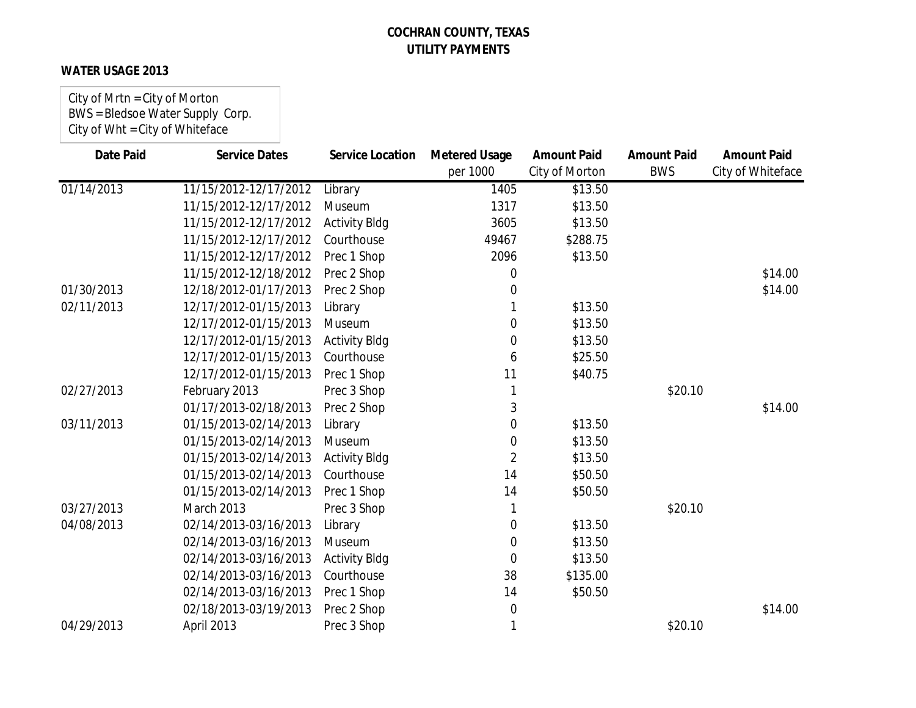# COCHRAN COUNTY, TEXAS
## UTILITY PAYMENTS

**WATER USAGE 2013**

City of Mrtn = City of Morton
BWS = Bledsoe Water Supply Corp.
City of Wht = City of Whiteface

| Date Paid | Service Dates | Service Location | Metered Usage per 1000 | Amount Paid City of Morton | Amount Paid BWS | Amount Paid City of Whiteface |
|---|---|---|---|---|---|---|
| 01/14/2013 | 11/15/2012-12/17/2012 | Library | 1405 | $13.50 | | |
| | 11/15/2012-12/17/2012 | Museum | 1317 | $13.50 | | |
| | 11/15/2012-12/17/2012 | Activity Bldg | 3605 | $13.50 | | |
| | 11/15/2012-12/17/2012 | Courthouse | 49467 | $288.75 | | |
| | 11/15/2012-12/17/2012 | Prec 1 Shop | 2096 | $13.50 | | |
| | 11/15/2012-12/18/2012 | Prec 2 Shop | 0 | | | $14.00 |
| 01/30/2013 | 12/18/2012-01/17/2013 | Prec 2 Shop | 0 | | | $14.00 |
| 02/11/2013 | 12/17/2012-01/15/2013 | Library | 1 | $13.50 | | |
| | 12/17/2012-01/15/2013 | Museum | 0 | $13.50 | | |
| | 12/17/2012-01/15/2013 | Activity Bldg | 0 | $13.50 | | |
| | 12/17/2012-01/15/2013 | Courthouse | 6 | $25.50 | | |
| | 12/17/2012-01/15/2013 | Prec 1 Shop | 11 | $40.75 | | |
| 02/27/2013 | February 2013 | Prec 3 Shop | 1 | | $20.10 | |
| | 01/17/2013-02/18/2013 | Prec 2 Shop | 3 | | | $14.00 |
| 03/11/2013 | 01/15/2013-02/14/2013 | Library | 0 | $13.50 | | |
| | 01/15/2013-02/14/2013 | Museum | 0 | $13.50 | | |
| | 01/15/2013-02/14/2013 | Activity Bldg | 2 | $13.50 | | |
| | 01/15/2013-02/14/2013 | Courthouse | 14 | $50.50 | | |
| | 01/15/2013-02/14/2013 | Prec 1 Shop | 14 | $50.50 | | |
| 03/27/2013 | March 2013 | Prec 3 Shop | 1 | | $20.10 | |
| 04/08/2013 | 02/14/2013-03/16/2013 | Library | 0 | $13.50 | | |
| | 02/14/2013-03/16/2013 | Museum | 0 | $13.50 | | |
| | 02/14/2013-03/16/2013 | Activity Bldg | 0 | $13.50 | | |
| | 02/14/2013-03/16/2013 | Courthouse | 38 | $135.00 | | |
| | 02/14/2013-03/16/2013 | Prec 1 Shop | 14 | $50.50 | | |
| | 02/18/2013-03/19/2013 | Prec 2 Shop | 0 | | | $14.00 |
| 04/29/2013 | April 2013 | Prec 3 Shop | 1 | | $20.10 | |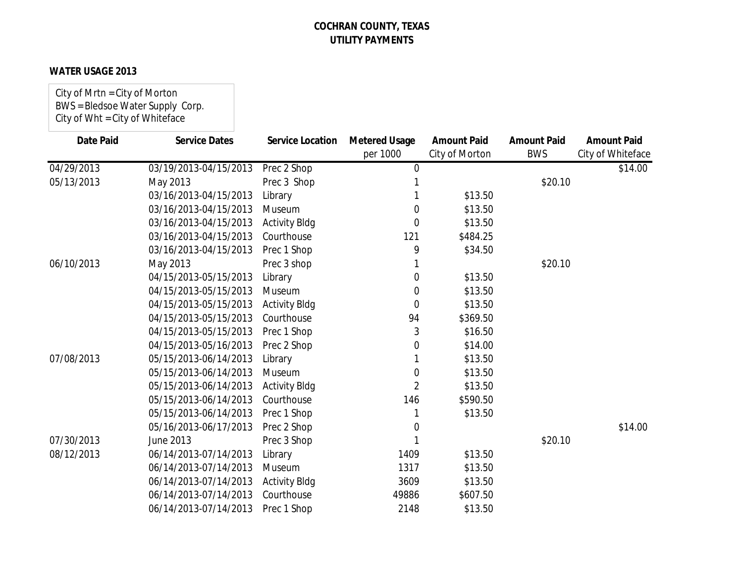**COCHRAN COUNTY, TEXAS**
**UTILITY PAYMENTS**

**WATER USAGE 2013**

City of Mrtn = City of Morton
BWS = Bledsoe Water Supply Corp.
City of Wht = City of Whiteface

| Date Paid | Service Dates | Service Location | Metered Usage per 1000 | Amount Paid City of Morton | Amount Paid BWS | Amount Paid City of Whiteface |
|---|---|---|---|---|---|---|
| 04/29/2013 | 03/19/2013-04/15/2013 | Prec 2 Shop | 0 | | | $14.00 |
| 05/13/2013 | May 2013 | Prec 3 Shop | 1 | | $20.10 | |
| | 03/16/2013-04/15/2013 | Library | 1 | $13.50 | | |
| | 03/16/2013-04/15/2013 | Museum | 0 | $13.50 | | |
| | 03/16/2013-04/15/2013 | Activity Bldg | 0 | $13.50 | | |
| | 03/16/2013-04/15/2013 | Courthouse | 121 | $484.25 | | |
| | 03/16/2013-04/15/2013 | Prec 1 Shop | 9 | $34.50 | | |
| 06/10/2013 | May 2013 | Prec 3 shop | 1 | | $20.10 | |
| | 04/15/2013-05/15/2013 | Library | 0 | $13.50 | | |
| | 04/15/2013-05/15/2013 | Museum | 0 | $13.50 | | |
| | 04/15/2013-05/15/2013 | Activity Bldg | 0 | $13.50 | | |
| | 04/15/2013-05/15/2013 | Courthouse | 94 | $369.50 | | |
| | 04/15/2013-05/15/2013 | Prec 1 Shop | 3 | $16.50 | | |
| | 04/15/2013-05/16/2013 | Prec 2 Shop | 0 | $14.00 | | |
| 07/08/2013 | 05/15/2013-06/14/2013 | Library | 1 | $13.50 | | |
| | 05/15/2013-06/14/2013 | Museum | 0 | $13.50 | | |
| | 05/15/2013-06/14/2013 | Activity Bldg | 2 | $13.50 | | |
| | 05/15/2013-06/14/2013 | Courthouse | 146 | $590.50 | | |
| | 05/15/2013-06/14/2013 | Prec 1 Shop | 1 | $13.50 | | |
| | 05/16/2013-06/17/2013 | Prec 2 Shop | 0 | | | $14.00 |
| 07/30/2013 | June 2013 | Prec 3 Shop | 1 | | $20.10 | |
| 08/12/2013 | 06/14/2013-07/14/2013 | Library | 1409 | $13.50 | | |
| | 06/14/2013-07/14/2013 | Museum | 1317 | $13.50 | | |
| | 06/14/2013-07/14/2013 | Activity Bldg | 3609 | $13.50 | | |
| | 06/14/2013-07/14/2013 | Courthouse | 49886 | $607.50 | | |
| | 06/14/2013-07/14/2013 | Prec 1 Shop | 2148 | $13.50 | | |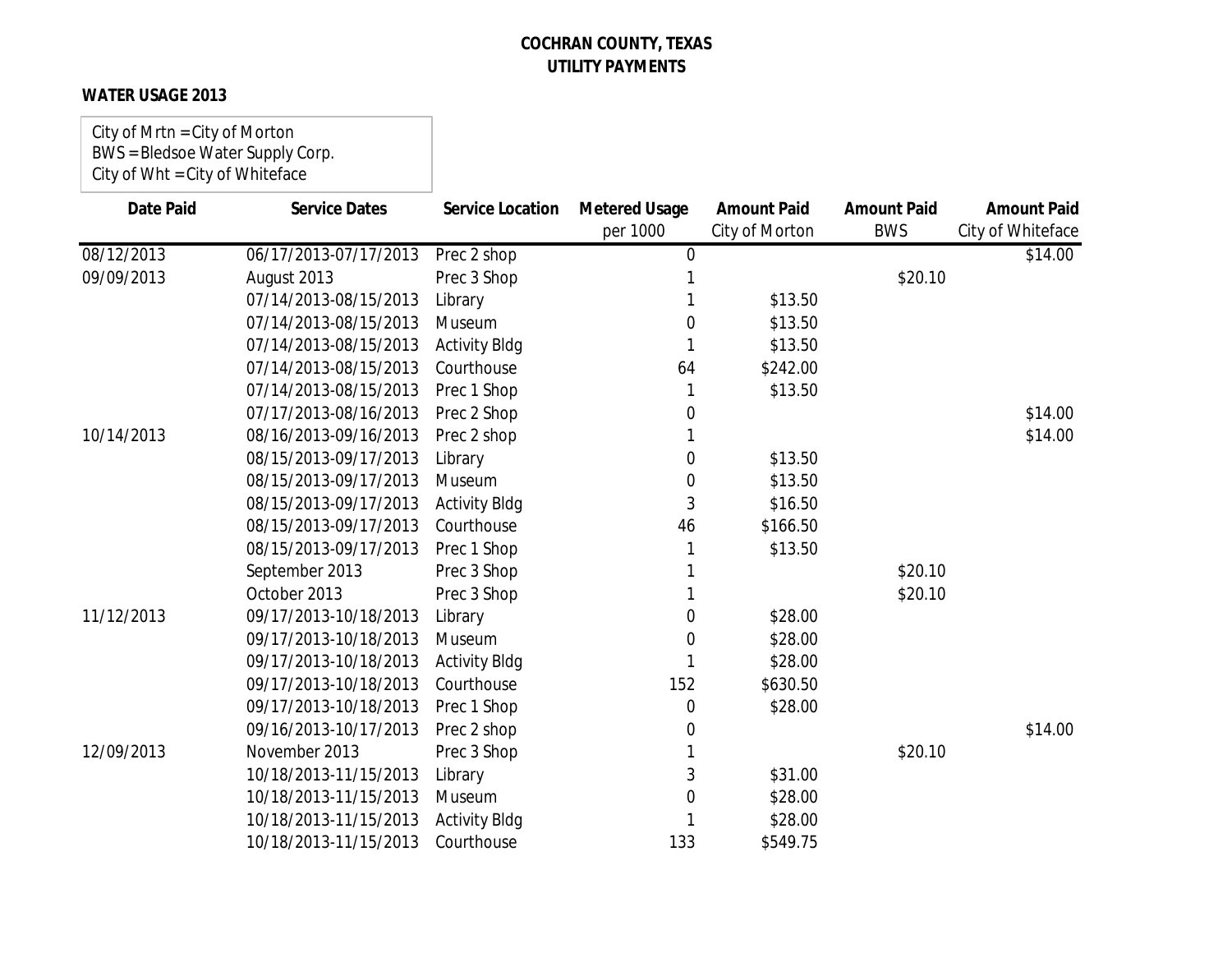**COCHRAN COUNTY, TEXAS**
**UTILITY PAYMENTS**

**WATER USAGE 2013**

City of Mrtn = City of Morton
BWS = Bledsoe Water Supply Corp.
City of Wht = City of Whiteface

| Date Paid | Service Dates | Service Location | Metered Usage per 1000 | Amount Paid City of Morton | Amount Paid BWS | Amount Paid City of Whiteface |
|---|---|---|---|---|---|---|
| 08/12/2013 | 06/17/2013-07/17/2013 | Prec 2 shop | 0 | | | $14.00 |
| 09/09/2013 | August 2013 | Prec 3 Shop | 1 | | $20.10 | |
| | 07/14/2013-08/15/2013 | Library | 1 | $13.50 | | |
| | 07/14/2013-08/15/2013 | Museum | 0 | $13.50 | | |
| | 07/14/2013-08/15/2013 | Activity Bldg | 1 | $13.50 | | |
| | 07/14/2013-08/15/2013 | Courthouse | 64 | $242.00 | | |
| | 07/14/2013-08/15/2013 | Prec 1 Shop | 1 | $13.50 | | |
| | 07/17/2013-08/16/2013 | Prec 2 Shop | 0 | | | $14.00 |
| 10/14/2013 | 08/16/2013-09/16/2013 | Prec 2 shop | 1 | | | $14.00 |
| | 08/15/2013-09/17/2013 | Library | 0 | $13.50 | | |
| | 08/15/2013-09/17/2013 | Museum | 0 | $13.50 | | |
| | 08/15/2013-09/17/2013 | Activity Bldg | 3 | $16.50 | | |
| | 08/15/2013-09/17/2013 | Courthouse | 46 | $166.50 | | |
| | 08/15/2013-09/17/2013 | Prec 1 Shop | 1 | $13.50 | | |
| | September 2013 | Prec 3 Shop | 1 | | $20.10 | |
| | October 2013 | Prec 3 Shop | 1 | | $20.10 | |
| 11/12/2013 | 09/17/2013-10/18/2013 | Library | 0 | $28.00 | | |
| | 09/17/2013-10/18/2013 | Museum | 0 | $28.00 | | |
| | 09/17/2013-10/18/2013 | Activity Bldg | 1 | $28.00 | | |
| | 09/17/2013-10/18/2013 | Courthouse | 152 | $630.50 | | |
| | 09/17/2013-10/18/2013 | Prec 1 Shop | 0 | $28.00 | | |
| | 09/16/2013-10/17/2013 | Prec 2 shop | 0 | | | $14.00 |
| 12/09/2013 | November 2013 | Prec 3 Shop | 1 | | $20.10 | |
| | 10/18/2013-11/15/2013 | Library | 3 | $31.00 | | |
| | 10/18/2013-11/15/2013 | Museum | 0 | $28.00 | | |
| | 10/18/2013-11/15/2013 | Activity Bldg | 1 | $28.00 | | |
| | 10/18/2013-11/15/2013 | Courthouse | 133 | $549.75 | | |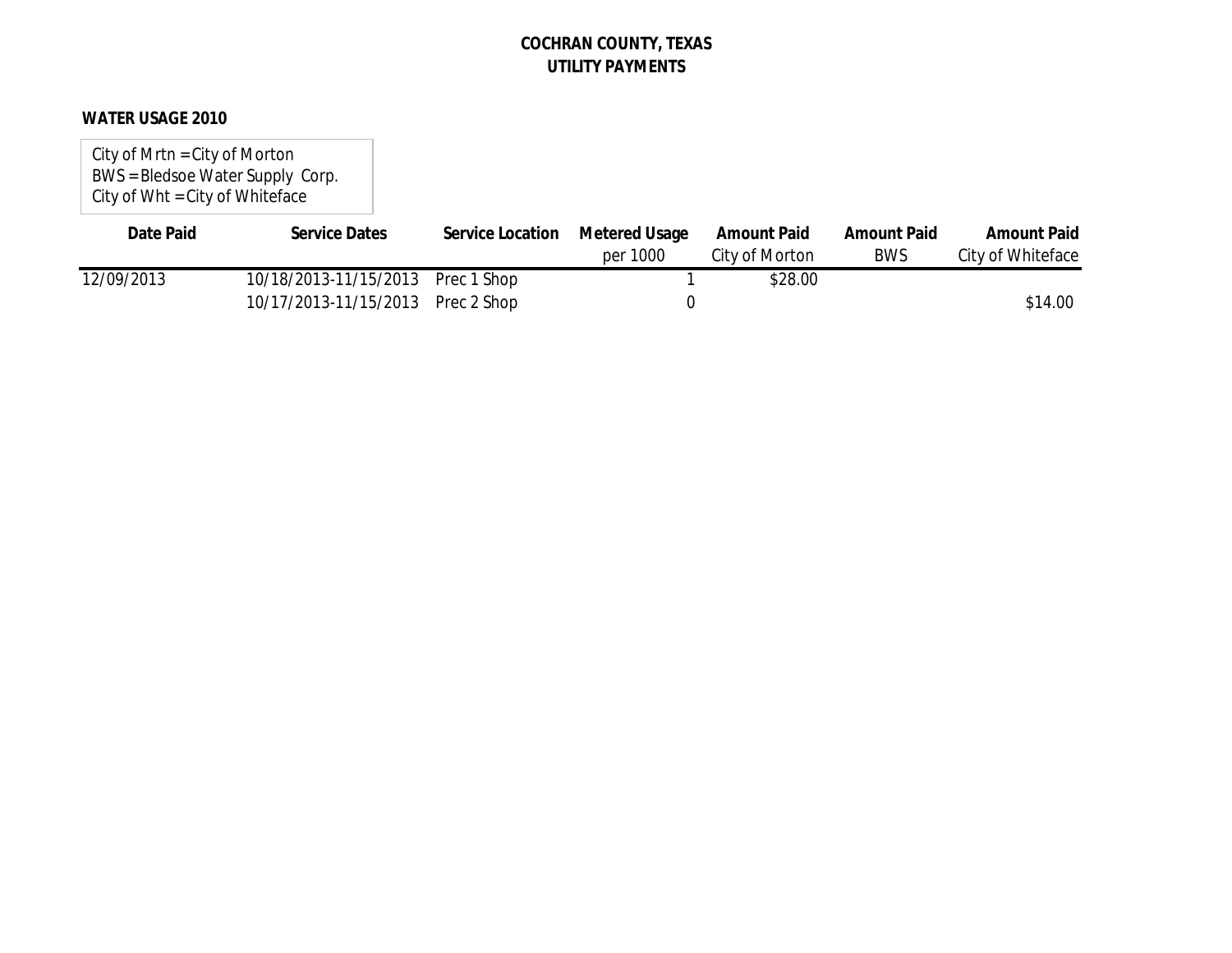# COCHRAN COUNTY, TEXAS
## UTILITY PAYMENTS

**WATER USAGE 2010**

City of Mrtn = City of Morton
BWS = Bledsoe Water Supply Corp.
City of Wht = City of Whiteface

| Date Paid | Service Dates | Service Location | Metered Usage per 1000 | Amount Paid City of Morton | Amount Paid BWS | Amount Paid City of Whiteface |
|---|---|---|---|---|---|---|
| 12/09/2013 | 10/18/2013-11/15/2013 | Prec 1 Shop | 1 | $28.00 | | |
| | 10/17/2013-11/15/2013 | Prec 2 Shop | 0 | | | $14.00 |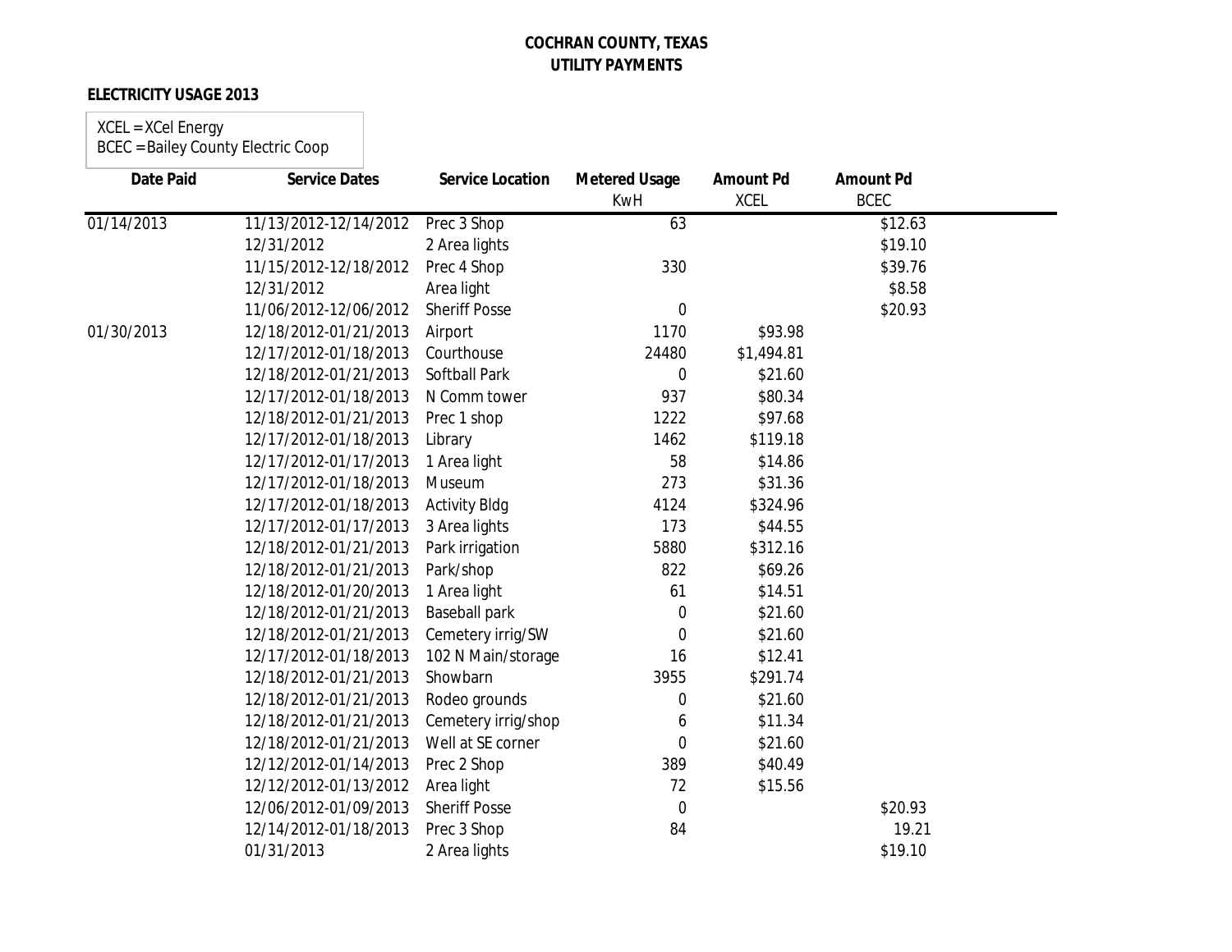**COCHRAN COUNTY, TEXAS**
**UTILITY PAYMENTS**

**ELECTRICITY USAGE 2013**

XCEL = XCel Energy
BCEC = Bailey County Electric Coop

| Date Paid | Service Dates | Service Location | Metered Usage KwH | Amount Pd XCEL | Amount Pd BCEC |
|---|---|---|---|---|---|
| 01/14/2013 | 11/13/2012-12/14/2012 | Prec 3 Shop | 63 | | $12.63 |
| | 12/31/2012 | 2 Area lights | | | $19.10 |
| | 11/15/2012-12/18/2012 | Prec 4 Shop | 330 | | $39.76 |
| | 12/31/2012 | Area light | | | $8.58 |
| | 11/06/2012-12/06/2012 | Sheriff Posse | 0 | | $20.93 |
| 01/30/2013 | 12/18/2012-01/21/2013 | Airport | 1170 | $93.98 | |
| | 12/17/2012-01/18/2013 | Courthouse | 24480 | $1,494.81 | |
| | 12/18/2012-01/21/2013 | Softball Park | 0 | $21.60 | |
| | 12/17/2012-01/18/2013 | N Comm tower | 937 | $80.34 | |
| | 12/18/2012-01/21/2013 | Prec 1 shop | 1222 | $97.68 | |
| | 12/17/2012-01/18/2013 | Library | 1462 | $119.18 | |
| | 12/17/2012-01/17/2013 | 1 Area light | 58 | $14.86 | |
| | 12/17/2012-01/18/2013 | Museum | 273 | $31.36 | |
| | 12/17/2012-01/18/2013 | Activity Bldg | 4124 | $324.96 | |
| | 12/17/2012-01/17/2013 | 3 Area lights | 173 | $44.55 | |
| | 12/18/2012-01/21/2013 | Park irrigation | 5880 | $312.16 | |
| | 12/18/2012-01/21/2013 | Park/shop | 822 | $69.26 | |
| | 12/18/2012-01/20/2013 | 1 Area light | 61 | $14.51 | |
| | 12/18/2012-01/21/2013 | Baseball park | 0 | $21.60 | |
| | 12/18/2012-01/21/2013 | Cemetery irrig/SW | 0 | $21.60 | |
| | 12/17/2012-01/18/2013 | 102 N Main/storage | 16 | $12.41 | |
| | 12/18/2012-01/21/2013 | Showbarn | 3955 | $291.74 | |
| | 12/18/2012-01/21/2013 | Rodeo grounds | 0 | $21.60 | |
| | 12/18/2012-01/21/2013 | Cemetery irrig/shop | 6 | $11.34 | |
| | 12/18/2012-01/21/2013 | Well at SE corner | 0 | $21.60 | |
| | 12/12/2012-01/14/2013 | Prec 2 Shop | 389 | $40.49 | |
| | 12/12/2012-01/13/2012 | Area light | 72 | $15.56 | |
| | 12/06/2012-01/09/2013 | Sheriff Posse | 0 | | $20.93 |
| | 12/14/2012-01/18/2013 | Prec 3 Shop | 84 | | 19.21 |
| | 01/31/2013 | 2 Area lights | | | $19.10 |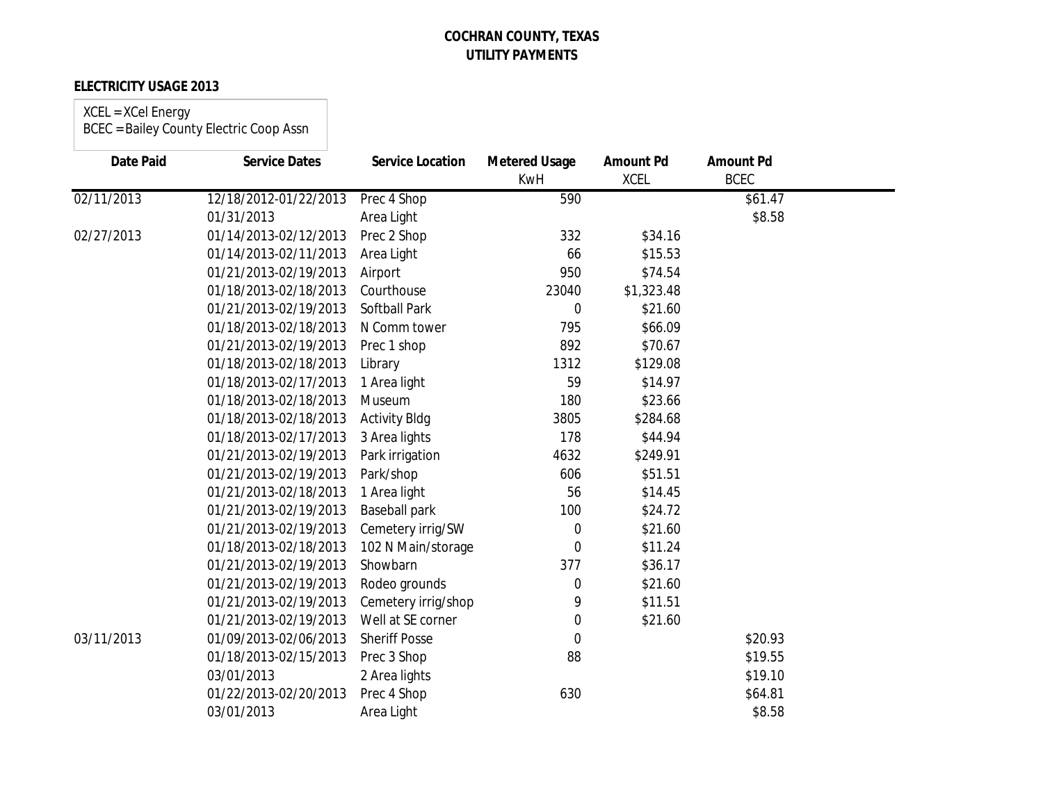**COCHRAN COUNTY, TEXAS**
**UTILITY PAYMENTS**

**ELECTRICITY USAGE 2013**

XCEL = XCel Energy
BCEC = Bailey County Electric Coop Assn

| Date Paid | Service Dates | Service Location | Metered Usage KwH | Amount Pd XCEL | Amount Pd BCEC |
|---|---|---|---|---|---|
| 02/11/2013 | 12/18/2012-01/22/2013 | Prec 4 Shop | 590 | | $61.47 |
| | 01/31/2013 | Area Light | | | $8.58 |
| 02/27/2013 | 01/14/2013-02/12/2013 | Prec 2 Shop | 332 | $34.16 | |
| | 01/14/2013-02/11/2013 | Area Light | 66 | $15.53 | |
| | 01/21/2013-02/19/2013 | Airport | 950 | $74.54 | |
| | 01/18/2013-02/18/2013 | Courthouse | 23040 | $1,323.48 | |
| | 01/21/2013-02/19/2013 | Softball Park | 0 | $21.60 | |
| | 01/18/2013-02/18/2013 | N Comm tower | 795 | $66.09 | |
| | 01/21/2013-02/19/2013 | Prec 1 shop | 892 | $70.67 | |
| | 01/18/2013-02/18/2013 | Library | 1312 | $129.08 | |
| | 01/18/2013-02/17/2013 | 1 Area light | 59 | $14.97 | |
| | 01/18/2013-02/18/2013 | Museum | 180 | $23.66 | |
| | 01/18/2013-02/18/2013 | Activity Bldg | 3805 | $284.68 | |
| | 01/18/2013-02/17/2013 | 3 Area lights | 178 | $44.94 | |
| | 01/21/2013-02/19/2013 | Park irrigation | 4632 | $249.91 | |
| | 01/21/2013-02/19/2013 | Park/shop | 606 | $51.51 | |
| | 01/21/2013-02/18/2013 | 1 Area light | 56 | $14.45 | |
| | 01/21/2013-02/19/2013 | Baseball park | 100 | $24.72 | |
| | 01/21/2013-02/19/2013 | Cemetery irrig/SW | 0 | $21.60 | |
| | 01/18/2013-02/18/2013 | 102 N Main/storage | 0 | $11.24 | |
| | 01/21/2013-02/19/2013 | Showbarn | 377 | $36.17 | |
| | 01/21/2013-02/19/2013 | Rodeo grounds | 0 | $21.60 | |
| | 01/21/2013-02/19/2013 | Cemetery irrig/shop | 9 | $11.51 | |
| | 01/21/2013-02/19/2013 | Well at SE corner | 0 | $21.60 | |
| 03/11/2013 | 01/09/2013-02/06/2013 | Sheriff Posse | 0 | | $20.93 |
| | 01/18/2013-02/15/2013 | Prec 3 Shop | 88 | | $19.55 |
| | 03/01/2013 | 2 Area lights | | | $19.10 |
| | 01/22/2013-02/20/2013 | Prec 4 Shop | 630 | | $64.81 |
| | 03/01/2013 | Area Light | | | $8.58 |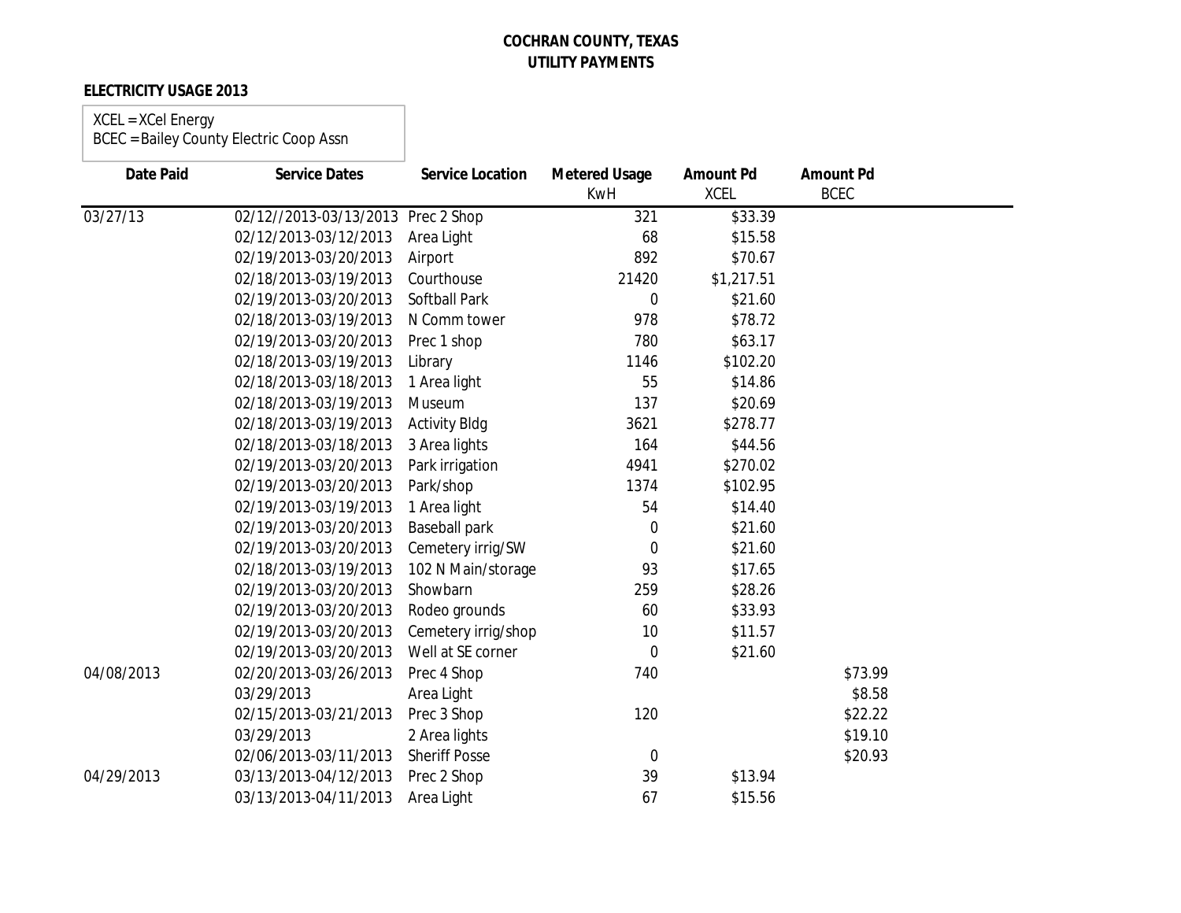**COCHRAN COUNTY, TEXAS**
**UTILITY PAYMENTS**

**ELECTRICITY USAGE 2013**

XCEL = XCel Energy
BCEC = Bailey County Electric Coop Assn

| Date Paid | Service Dates | Service Location | Metered Usage KwH | Amount Pd XCEL | Amount Pd BCEC |
|---|---|---|---|---|---|
| 03/27/13 | 02/12//2013-03/13/2013 | Prec 2 Shop | 321 | $33.39 | |
| | 02/12/2013-03/12/2013 | Area Light | 68 | $15.58 | |
| | 02/19/2013-03/20/2013 | Airport | 892 | $70.67 | |
| | 02/18/2013-03/19/2013 | Courthouse | 21420 | $1,217.51 | |
| | 02/19/2013-03/20/2013 | Softball Park | 0 | $21.60 | |
| | 02/18/2013-03/19/2013 | N Comm tower | 978 | $78.72 | |
| | 02/19/2013-03/20/2013 | Prec 1 shop | 780 | $63.17 | |
| | 02/18/2013-03/19/2013 | Library | 1146 | $102.20 | |
| | 02/18/2013-03/18/2013 | 1 Area light | 55 | $14.86 | |
| | 02/18/2013-03/19/2013 | Museum | 137 | $20.69 | |
| | 02/18/2013-03/19/2013 | Activity Bldg | 3621 | $278.77 | |
| | 02/18/2013-03/18/2013 | 3 Area lights | 164 | $44.56 | |
| | 02/19/2013-03/20/2013 | Park irrigation | 4941 | $270.02 | |
| | 02/19/2013-03/20/2013 | Park/shop | 1374 | $102.95 | |
| | 02/19/2013-03/19/2013 | 1 Area light | 54 | $14.40 | |
| | 02/19/2013-03/20/2013 | Baseball park | 0 | $21.60 | |
| | 02/19/2013-03/20/2013 | Cemetery irrig/SW | 0 | $21.60 | |
| | 02/18/2013-03/19/2013 | 102 N Main/storage | 93 | $17.65 | |
| | 02/19/2013-03/20/2013 | Showbarn | 259 | $28.26 | |
| | 02/19/2013-03/20/2013 | Rodeo grounds | 60 | $33.93 | |
| | 02/19/2013-03/20/2013 | Cemetery irrig/shop | 10 | $11.57 | |
| | 02/19/2013-03/20/2013 | Well at SE corner | 0 | $21.60 | |
| 04/08/2013 | 02/20/2013-03/26/2013 | Prec 4 Shop | 740 | | $73.99 |
| | 03/29/2013 | Area Light | | | $8.58 |
| | 02/15/2013-03/21/2013 | Prec 3 Shop | 120 | | $22.22 |
| | 03/29/2013 | 2 Area lights | | | $19.10 |
| | 02/06/2013-03/11/2013 | Sheriff Posse | 0 | | $20.93 |
| 04/29/2013 | 03/13/2013-04/12/2013 | Prec 2 Shop | 39 | $13.94 | |
| | 03/13/2013-04/11/2013 | Area Light | 67 | $15.56 | |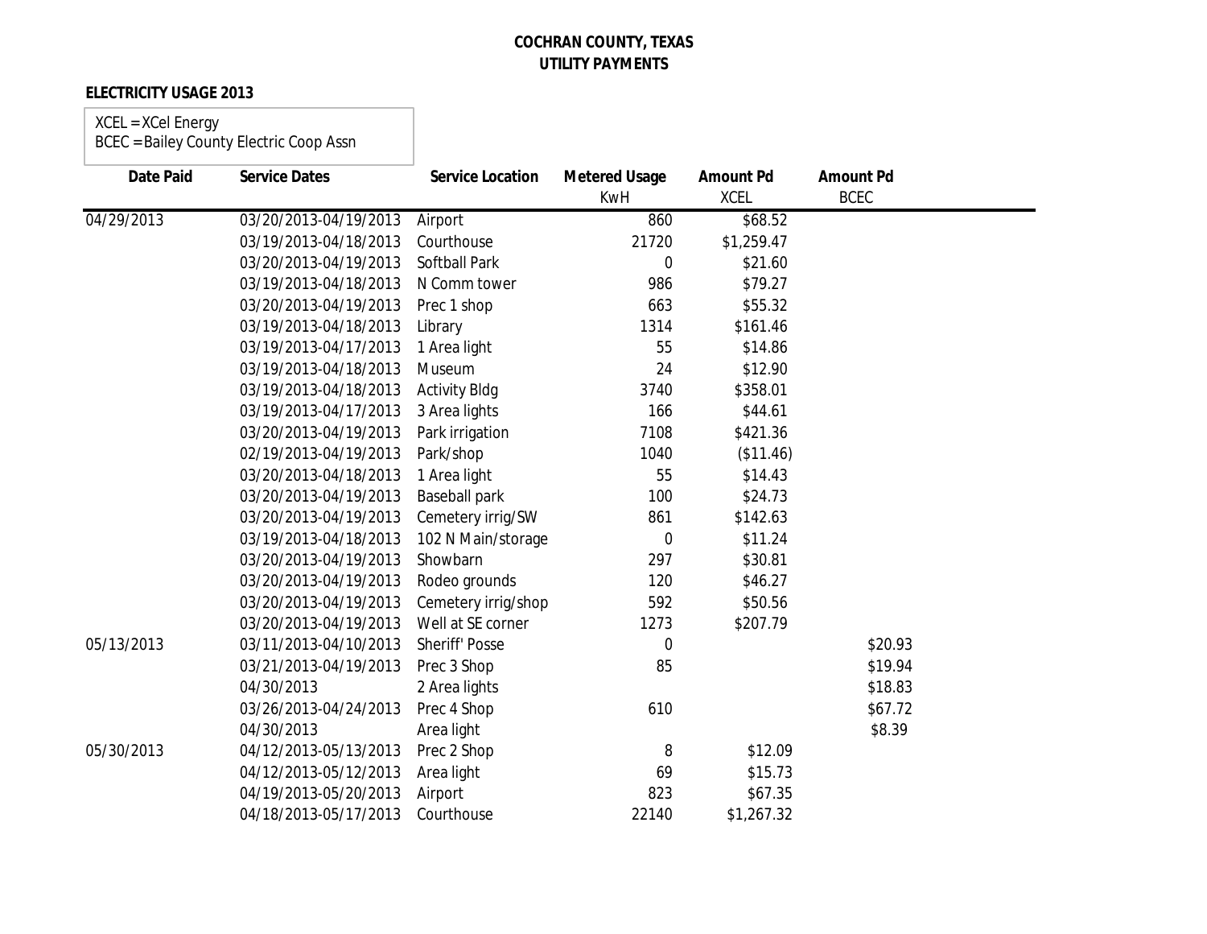**COCHRAN COUNTY, TEXAS**
**UTILITY PAYMENTS**

**ELECTRICITY USAGE 2013**

XCEL = XCel Energy
BCEC = Bailey County Electric Coop Assn

| Date Paid | Service Dates | Service Location | Metered Usage KwH | Amount Pd XCEL | Amount Pd BCEC |
|---|---|---|---|---|---|
| 04/29/2013 | 03/20/2013-04/19/2013 | Airport | 860 | $68.52 | |
| | 03/19/2013-04/18/2013 | Courthouse | 21720 | $1,259.47 | |
| | 03/20/2013-04/19/2013 | Softball Park | 0 | $21.60 | |
| | 03/19/2013-04/18/2013 | N Comm tower | 986 | $79.27 | |
| | 03/20/2013-04/19/2013 | Prec 1 shop | 663 | $55.32 | |
| | 03/19/2013-04/18/2013 | Library | 1314 | $161.46 | |
| | 03/19/2013-04/17/2013 | 1 Area light | 55 | $14.86 | |
| | 03/19/2013-04/18/2013 | Museum | 24 | $12.90 | |
| | 03/19/2013-04/18/2013 | Activity Bldg | 3740 | $358.01 | |
| | 03/19/2013-04/17/2013 | 3 Area lights | 166 | $44.61 | |
| | 03/20/2013-04/19/2013 | Park irrigation | 7108 | $421.36 | |
| | 02/19/2013-04/19/2013 | Park/shop | 1040 | ($11.46) | |
| | 03/20/2013-04/18/2013 | 1 Area light | 55 | $14.43 | |
| | 03/20/2013-04/19/2013 | Baseball park | 100 | $24.73 | |
| | 03/20/2013-04/19/2013 | Cemetery irrig/SW | 861 | $142.63 | |
| | 03/19/2013-04/18/2013 | 102 N Main/storage | 0 | $11.24 | |
| | 03/20/2013-04/19/2013 | Showbarn | 297 | $30.81 | |
| | 03/20/2013-04/19/2013 | Rodeo grounds | 120 | $46.27 | |
| | 03/20/2013-04/19/2013 | Cemetery irrig/shop | 592 | $50.56 | |
| | 03/20/2013-04/19/2013 | Well at SE corner | 1273 | $207.79 | |
| 05/13/2013 | 03/11/2013-04/10/2013 | Sheriff' Posse | 0 | | $20.93 |
| | 03/21/2013-04/19/2013 | Prec 3 Shop | 85 | | $19.94 |
| | 04/30/2013 | 2 Area lights | | | $18.83 |
| | 03/26/2013-04/24/2013 | Prec 4 Shop | 610 | | $67.72 |
| | 04/30/2013 | Area light | | | $8.39 |
| 05/30/2013 | 04/12/2013-05/13/2013 | Prec 2 Shop | 8 | $12.09 | |
| | 04/12/2013-05/12/2013 | Area light | 69 | $15.73 | |
| | 04/19/2013-05/20/2013 | Airport | 823 | $67.35 | |
| | 04/18/2013-05/17/2013 | Courthouse | 22140 | $1,267.32 | |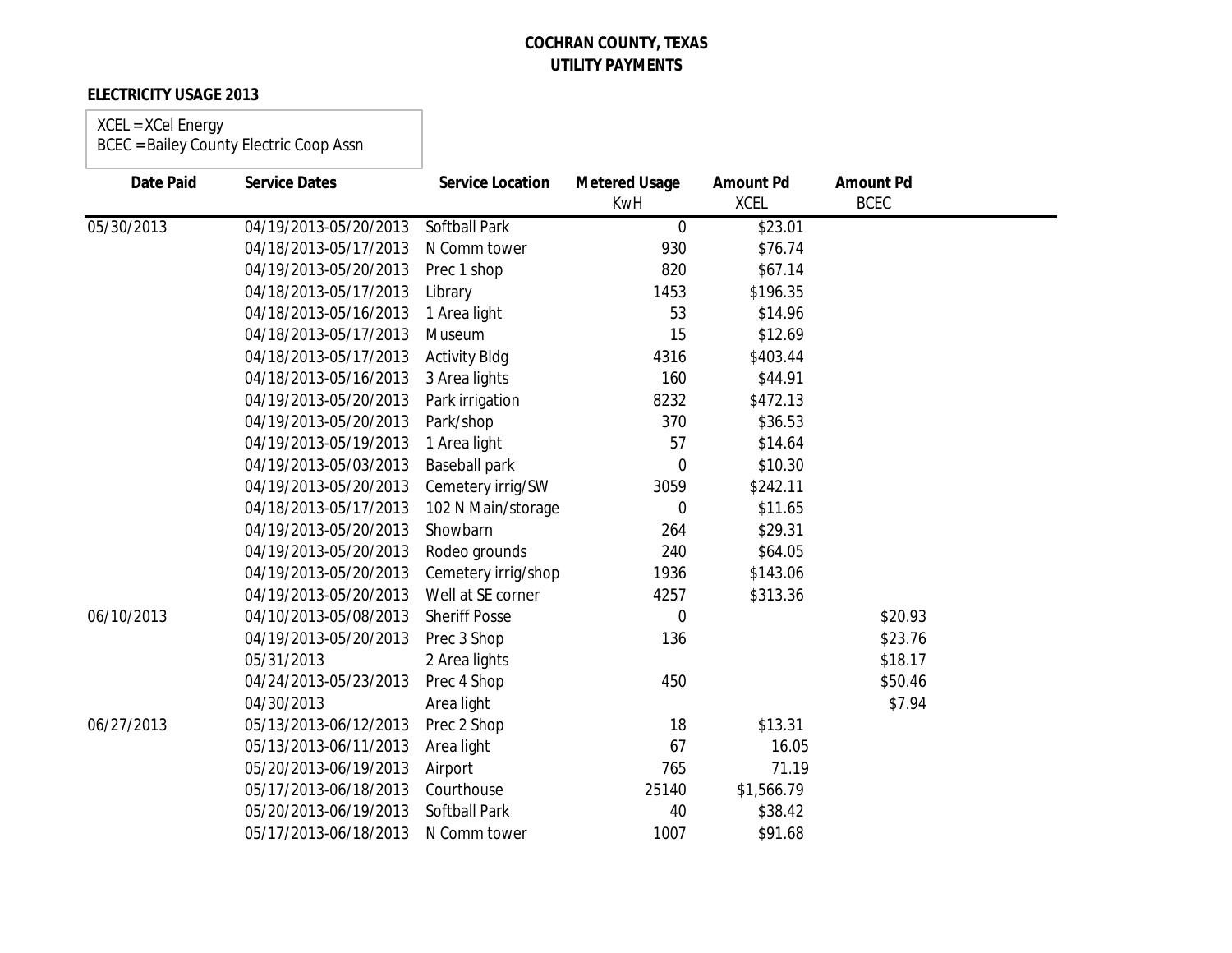**COCHRAN COUNTY, TEXAS**
**UTILITY PAYMENTS**

**ELECTRICITY USAGE 2013**

XCEL = XCel Energy
BCEC = Bailey County Electric Coop Assn

| Date Paid | Service Dates | Service Location | Metered Usage KwH | Amount Pd XCEL | Amount Pd BCEC |
|---|---|---|---|---|---|
| 05/30/2013 | 04/19/2013-05/20/2013 | Softball Park | 0 | $23.01 | |
| | 04/18/2013-05/17/2013 | N Comm tower | 930 | $76.74 | |
| | 04/19/2013-05/20/2013 | Prec 1 shop | 820 | $67.14 | |
| | 04/18/2013-05/17/2013 | Library | 1453 | $196.35 | |
| | 04/18/2013-05/16/2013 | 1 Area light | 53 | $14.96 | |
| | 04/18/2013-05/17/2013 | Museum | 15 | $12.69 | |
| | 04/18/2013-05/17/2013 | Activity Bldg | 4316 | $403.44 | |
| | 04/18/2013-05/16/2013 | 3 Area lights | 160 | $44.91 | |
| | 04/19/2013-05/20/2013 | Park irrigation | 8232 | $472.13 | |
| | 04/19/2013-05/20/2013 | Park/shop | 370 | $36.53 | |
| | 04/19/2013-05/19/2013 | 1 Area light | 57 | $14.64 | |
| | 04/19/2013-05/03/2013 | Baseball park | 0 | $10.30 | |
| | 04/19/2013-05/20/2013 | Cemetery irrig/SW | 3059 | $242.11 | |
| | 04/18/2013-05/17/2013 | 102 N Main/storage | 0 | $11.65 | |
| | 04/19/2013-05/20/2013 | Showbarn | 264 | $29.31 | |
| | 04/19/2013-05/20/2013 | Rodeo grounds | 240 | $64.05 | |
| | 04/19/2013-05/20/2013 | Cemetery irrig/shop | 1936 | $143.06 | |
| | 04/19/2013-05/20/2013 | Well at SE corner | 4257 | $313.36 | |
| 06/10/2013 | 04/10/2013-05/08/2013 | Sheriff Posse | 0 | | $20.93 |
| | 04/19/2013-05/20/2013 | Prec 3 Shop | 136 | | $23.76 |
| | 05/31/2013 | 2 Area lights | | | $18.17 |
| | 04/24/2013-05/23/2013 | Prec 4 Shop | 450 | | $50.46 |
| | 04/30/2013 | Area light | | | $7.94 |
| 06/27/2013 | 05/13/2013-06/12/2013 | Prec 2 Shop | 18 | $13.31 | |
| | 05/13/2013-06/11/2013 | Area light | 67 | 16.05 | |
| | 05/20/2013-06/19/2013 | Airport | 765 | 71.19 | |
| | 05/17/2013-06/18/2013 | Courthouse | 25140 | $1,566.79 | |
| | 05/20/2013-06/19/2013 | Softball Park | 40 | $38.42 | |
| | 05/17/2013-06/18/2013 | N Comm tower | 1007 | $91.68 | |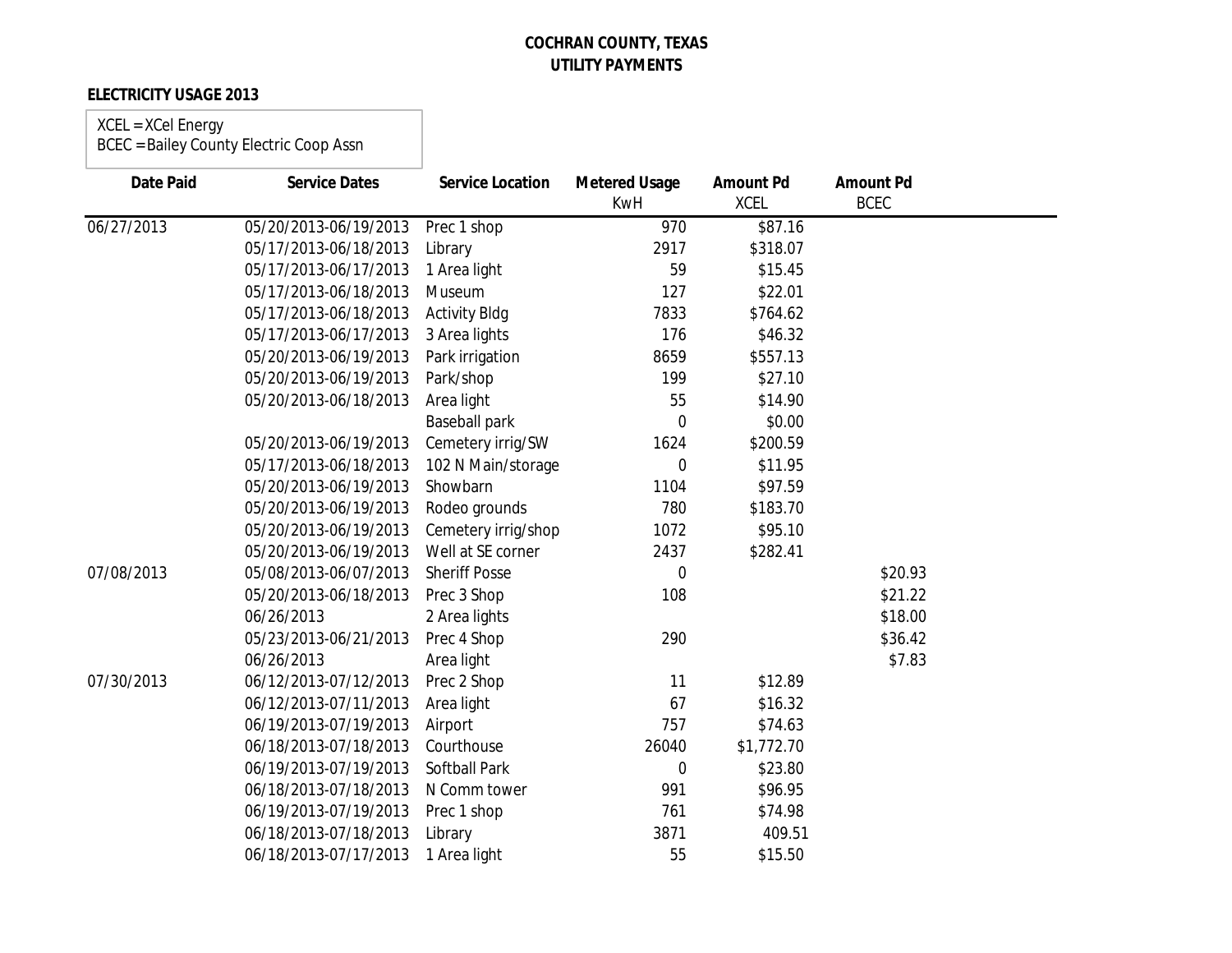**COCHRAN COUNTY, TEXAS**
**UTILITY PAYMENTS**

**ELECTRICITY USAGE 2013**

XCEL = XCel Energy
BCEC = Bailey County Electric Coop Assn

| Date Paid | Service Dates | Service Location | Metered Usage KwH | Amount Pd XCEL | Amount Pd BCEC |
|---|---|---|---|---|---|
| 06/27/2013 | 05/20/2013-06/19/2013 | Prec 1 shop | 970 | $87.16 | |
| | 05/17/2013-06/18/2013 | Library | 2917 | $318.07 | |
| | 05/17/2013-06/17/2013 | 1 Area light | 59 | $15.45 | |
| | 05/17/2013-06/18/2013 | Museum | 127 | $22.01 | |
| | 05/17/2013-06/18/2013 | Activity Bldg | 7833 | $764.62 | |
| | 05/17/2013-06/17/2013 | 3 Area lights | 176 | $46.32 | |
| | 05/20/2013-06/19/2013 | Park irrigation | 8659 | $557.13 | |
| | 05/20/2013-06/19/2013 | Park/shop | 199 | $27.10 | |
| | 05/20/2013-06/18/2013 | Area light | 55 | $14.90 | |
| | | Baseball park | 0 | $0.00 | |
| | 05/20/2013-06/19/2013 | Cemetery irrig/SW | 1624 | $200.59 | |
| | 05/17/2013-06/18/2013 | 102 N Main/storage | 0 | $11.95 | |
| | 05/20/2013-06/19/2013 | Showbarn | 1104 | $97.59 | |
| | 05/20/2013-06/19/2013 | Rodeo grounds | 780 | $183.70 | |
| | 05/20/2013-06/19/2013 | Cemetery irrig/shop | 1072 | $95.10 | |
| | 05/20/2013-06/19/2013 | Well at SE corner | 2437 | $282.41 | |
| 07/08/2013 | 05/08/2013-06/07/2013 | Sheriff Posse | 0 | | $20.93 |
| | 05/20/2013-06/18/2013 | Prec 3 Shop | 108 | | $21.22 |
| | 06/26/2013 | 2 Area lights | | | $18.00 |
| | 05/23/2013-06/21/2013 | Prec 4 Shop | 290 | | $36.42 |
| | 06/26/2013 | Area light | | | $7.83 |
| 07/30/2013 | 06/12/2013-07/12/2013 | Prec 2 Shop | 11 | $12.89 | |
| | 06/12/2013-07/11/2013 | Area light | 67 | $16.32 | |
| | 06/19/2013-07/19/2013 | Airport | 757 | $74.63 | |
| | 06/18/2013-07/18/2013 | Courthouse | 26040 | $1,772.70 | |
| | 06/19/2013-07/19/2013 | Softball Park | 0 | $23.80 | |
| | 06/18/2013-07/18/2013 | N Comm tower | 991 | $96.95 | |
| | 06/19/2013-07/19/2013 | Prec 1 shop | 761 | $74.98 | |
| | 06/18/2013-07/18/2013 | Library | 3871 | 409.51 | |
| | 06/18/2013-07/17/2013 | 1 Area light | 55 | $15.50 | |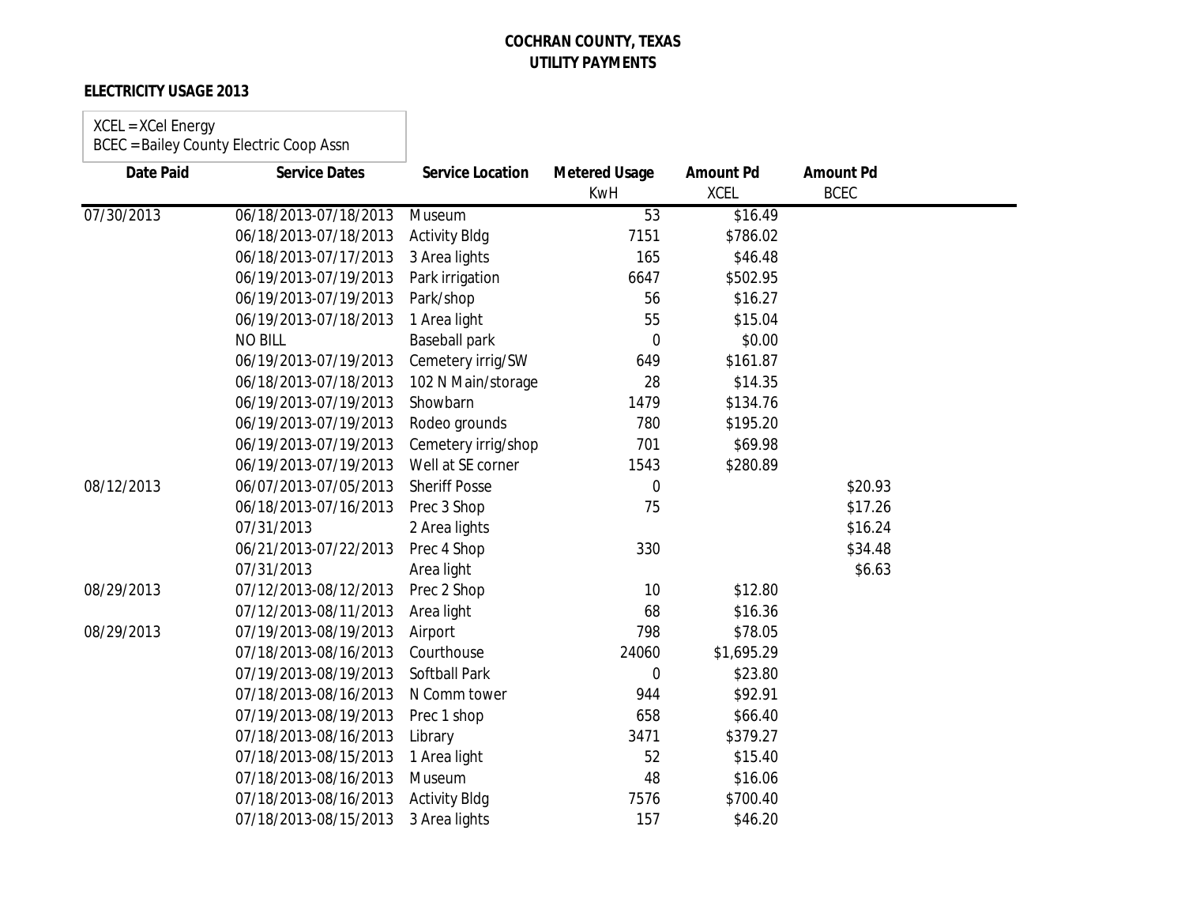**COCHRAN COUNTY, TEXAS**
**UTILITY PAYMENTS**

**ELECTRICITY USAGE 2013**

XCEL = XCel Energy
BCEC = Bailey County Electric Coop Assn

| Date Paid | Service Dates | Service Location | Metered Usage KwH | Amount Pd XCEL | Amount Pd BCEC |
|---|---|---|---|---|---|
| 07/30/2013 | 06/18/2013-07/18/2013 | Museum | 53 | $16.49 | |
| | 06/18/2013-07/18/2013 | Activity Bldg | 7151 | $786.02 | |
| | 06/18/2013-07/17/2013 | 3 Area lights | 165 | $46.48 | |
| | 06/19/2013-07/19/2013 | Park irrigation | 6647 | $502.95 | |
| | 06/19/2013-07/19/2013 | Park/shop | 56 | $16.27 | |
| | 06/19/2013-07/18/2013 | 1 Area light | 55 | $15.04 | |
| | NO BILL | Baseball park | 0 | $0.00 | |
| | 06/19/2013-07/19/2013 | Cemetery irrig/SW | 649 | $161.87 | |
| | 06/18/2013-07/18/2013 | 102 N Main/storage | 28 | $14.35 | |
| | 06/19/2013-07/19/2013 | Showbarn | 1479 | $134.76 | |
| | 06/19/2013-07/19/2013 | Rodeo grounds | 780 | $195.20 | |
| | 06/19/2013-07/19/2013 | Cemetery irrig/shop | 701 | $69.98 | |
| | 06/19/2013-07/19/2013 | Well at SE corner | 1543 | $280.89 | |
| 08/12/2013 | 06/07/2013-07/05/2013 | Sheriff Posse | 0 | | $20.93 |
| | 06/18/2013-07/16/2013 | Prec 3 Shop | 75 | | $17.26 |
| | 07/31/2013 | 2 Area lights | | | $16.24 |
| | 06/21/2013-07/22/2013 | Prec 4 Shop | 330 | | $34.48 |
| | 07/31/2013 | Area light | | | $6.63 |
| 08/29/2013 | 07/12/2013-08/12/2013 | Prec 2 Shop | 10 | $12.80 | |
| | 07/12/2013-08/11/2013 | Area light | 68 | $16.36 | |
| 08/29/2013 | 07/19/2013-08/19/2013 | Airport | 798 | $78.05 | |
| | 07/18/2013-08/16/2013 | Courthouse | 24060 | $1,695.29 | |
| | 07/19/2013-08/19/2013 | Softball Park | 0 | $23.80 | |
| | 07/18/2013-08/16/2013 | N Comm tower | 944 | $92.91 | |
| | 07/19/2013-08/19/2013 | Prec 1 shop | 658 | $66.40 | |
| | 07/18/2013-08/16/2013 | Library | 3471 | $379.27 | |
| | 07/18/2013-08/15/2013 | 1 Area light | 52 | $15.40 | |
| | 07/18/2013-08/16/2013 | Museum | 48 | $16.06 | |
| | 07/18/2013-08/16/2013 | Activity Bldg | 7576 | $700.40 | |
| | 07/18/2013-08/15/2013 | 3 Area lights | 157 | $46.20 | |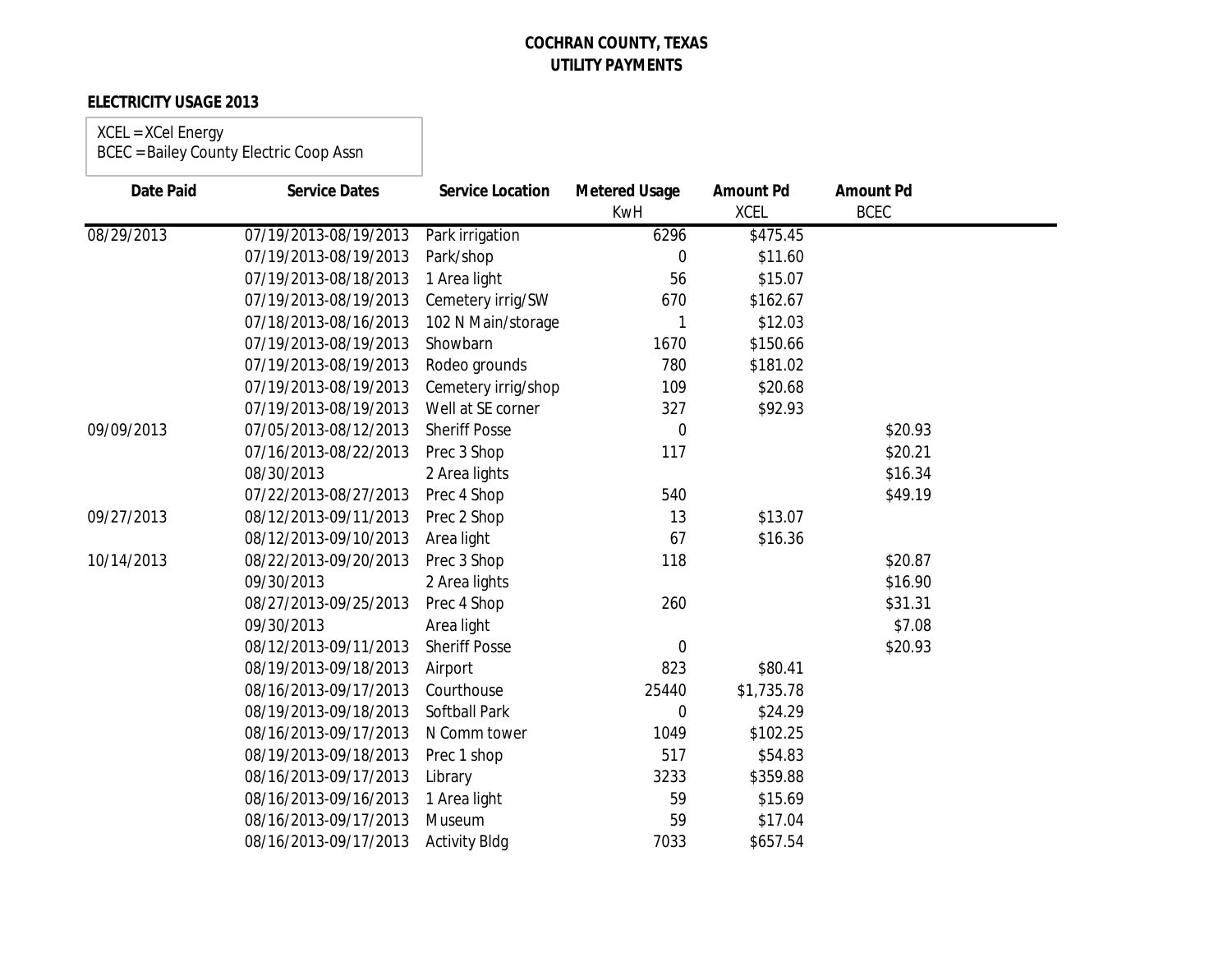# COCHRAN COUNTY, TEXAS
## UTILITY PAYMENTS

**ELECTRICITY USAGE 2013**

XCEL = XCel Energy
BCEC = Bailey County Electric Coop Assn

| Date Paid | Service Dates | Service Location | Metered Usage KwH | Amount Pd XCEL | Amount Pd BCEC |
|---|---|---|---|---|---|
| 08/29/2013 | 07/19/2013-08/19/2013 | Park irrigation | 6296 | $475.45 | |
| | 07/19/2013-08/19/2013 | Park/shop | 0 | $11.60 | |
| | 07/19/2013-08/18/2013 | 1 Area light | 56 | $15.07 | |
| | 07/19/2013-08/19/2013 | Cemetery irrig/SW | 670 | $162.67 | |
| | 07/18/2013-08/16/2013 | 102 N Main/storage | 1 | $12.03 | |
| | 07/19/2013-08/19/2013 | Showbarn | 1670 | $150.66 | |
| | 07/19/2013-08/19/2013 | Rodeo grounds | 780 | $181.02 | |
| | 07/19/2013-08/19/2013 | Cemetery irrig/shop | 109 | $20.68 | |
| | 07/19/2013-08/19/2013 | Well at SE corner | 327 | $92.93 | |
| 09/09/2013 | 07/05/2013-08/12/2013 | Sheriff Posse | 0 | | $20.93 |
| | 07/16/2013-08/22/2013 | Prec 3 Shop | 117 | | $20.21 |
| | 08/30/2013 | 2 Area lights | | | $16.34 |
| | 07/22/2013-08/27/2013 | Prec 4 Shop | 540 | | $49.19 |
| 09/27/2013 | 08/12/2013-09/11/2013 | Prec 2 Shop | 13 | $13.07 | |
| | 08/12/2013-09/10/2013 | Area light | 67 | $16.36 | |
| 10/14/2013 | 08/22/2013-09/20/2013 | Prec 3 Shop | 118 | | $20.87 |
| | 09/30/2013 | 2 Area lights | | | $16.90 |
| | 08/27/2013-09/25/2013 | Prec 4 Shop | 260 | | $31.31 |
| | 09/30/2013 | Area light | | | $7.08 |
| | 08/12/2013-09/11/2013 | Sheriff Posse | 0 | | $20.93 |
| | 08/19/2013-09/18/2013 | Airport | 823 | $80.41 | |
| | 08/16/2013-09/17/2013 | Courthouse | 25440 | $1,735.78 | |
| | 08/19/2013-09/18/2013 | Softball Park | 0 | $24.29 | |
| | 08/16/2013-09/17/2013 | N Comm tower | 1049 | $102.25 | |
| | 08/19/2013-09/18/2013 | Prec 1 shop | 517 | $54.83 | |
| | 08/16/2013-09/17/2013 | Library | 3233 | $359.88 | |
| | 08/16/2013-09/16/2013 | 1 Area light | 59 | $15.69 | |
| | 08/16/2013-09/17/2013 | Museum | 59 | $17.04 | |
| | 08/16/2013-09/17/2013 | Activity Bldg | 7033 | $657.54 | |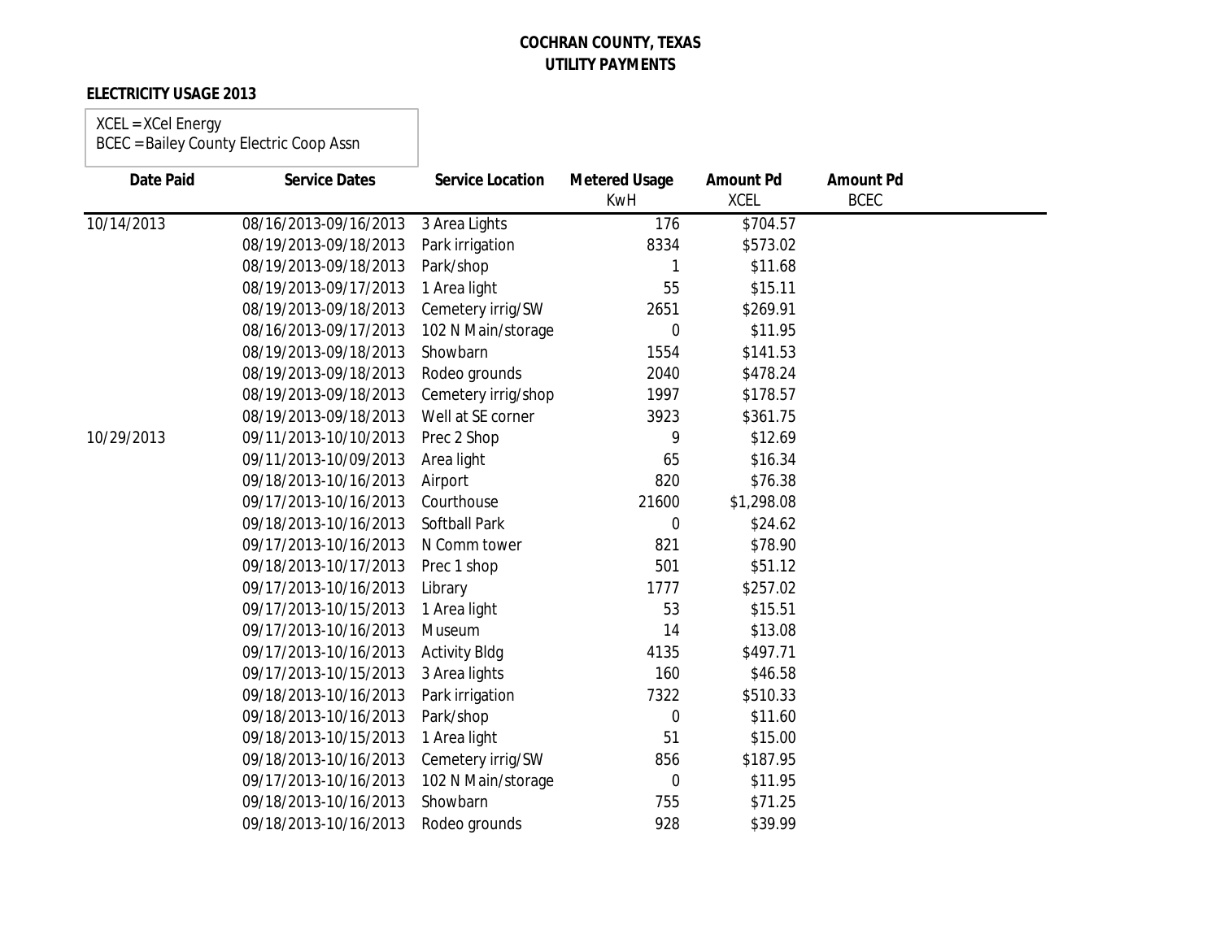**COCHRAN COUNTY, TEXAS**
**UTILITY PAYMENTS**

**ELECTRICITY USAGE 2013**

XCEL = XCel Energy
BCEC = Bailey County Electric Coop Assn

| Date Paid | Service Dates | Service Location | Metered Usage KwH | Amount Pd XCEL | Amount Pd BCEC |
|---|---|---|---|---|---|
| 10/14/2013 | 08/16/2013-09/16/2013 | 3 Area Lights | 176 | $704.57 | |
| | 08/19/2013-09/18/2013 | Park irrigation | 8334 | $573.02 | |
| | 08/19/2013-09/18/2013 | Park/shop | 1 | $11.68 | |
| | 08/19/2013-09/17/2013 | 1 Area light | 55 | $15.11 | |
| | 08/19/2013-09/18/2013 | Cemetery irrig/SW | 2651 | $269.91 | |
| | 08/16/2013-09/17/2013 | 102 N Main/storage | 0 | $11.95 | |
| | 08/19/2013-09/18/2013 | Showbarn | 1554 | $141.53 | |
| | 08/19/2013-09/18/2013 | Rodeo grounds | 2040 | $478.24 | |
| | 08/19/2013-09/18/2013 | Cemetery irrig/shop | 1997 | $178.57 | |
| | 08/19/2013-09/18/2013 | Well at SE corner | 3923 | $361.75 | |
| 10/29/2013 | 09/11/2013-10/10/2013 | Prec 2 Shop | 9 | $12.69 | |
| | 09/11/2013-10/09/2013 | Area light | 65 | $16.34 | |
| | 09/18/2013-10/16/2013 | Airport | 820 | $76.38 | |
| | 09/17/2013-10/16/2013 | Courthouse | 21600 | $1,298.08 | |
| | 09/18/2013-10/16/2013 | Softball Park | 0 | $24.62 | |
| | 09/17/2013-10/16/2013 | N Comm tower | 821 | $78.90 | |
| | 09/18/2013-10/17/2013 | Prec 1 shop | 501 | $51.12 | |
| | 09/17/2013-10/16/2013 | Library | 1777 | $257.02 | |
| | 09/17/2013-10/15/2013 | 1 Area light | 53 | $15.51 | |
| | 09/17/2013-10/16/2013 | Museum | 14 | $13.08 | |
| | 09/17/2013-10/16/2013 | Activity Bldg | 4135 | $497.71 | |
| | 09/17/2013-10/15/2013 | 3 Area lights | 160 | $46.58 | |
| | 09/18/2013-10/16/2013 | Park irrigation | 7322 | $510.33 | |
| | 09/18/2013-10/16/2013 | Park/shop | 0 | $11.60 | |
| | 09/18/2013-10/15/2013 | 1 Area light | 51 | $15.00 | |
| | 09/18/2013-10/16/2013 | Cemetery irrig/SW | 856 | $187.95 | |
| | 09/17/2013-10/16/2013 | 102 N Main/storage | 0 | $11.95 | |
| | 09/18/2013-10/16/2013 | Showbarn | 755 | $71.25 | |
| | 09/18/2013-10/16/2013 | Rodeo grounds | 928 | $39.99 | |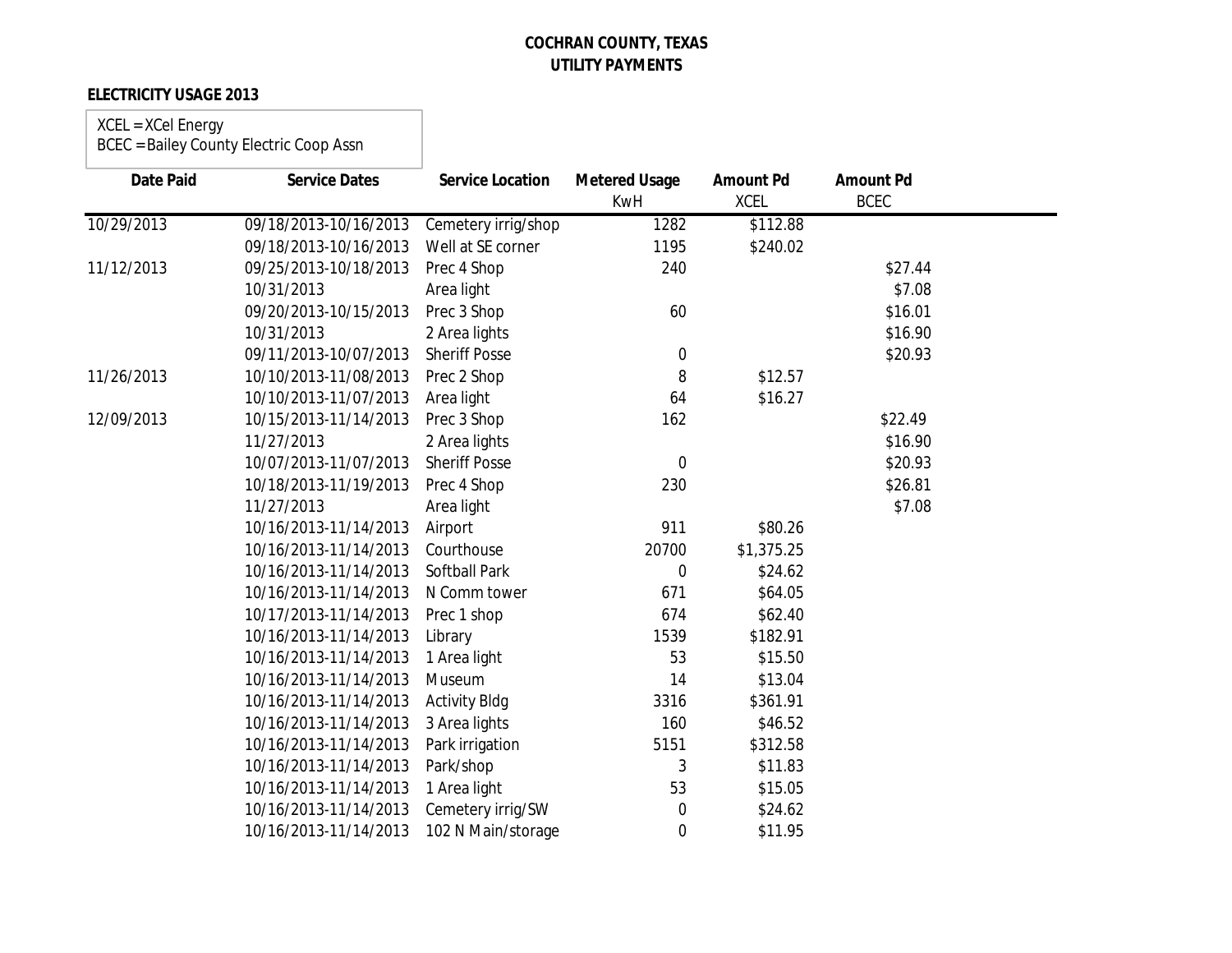**COCHRAN COUNTY, TEXAS**
**UTILITY PAYMENTS**

**ELECTRICITY USAGE 2013**

XCEL = XCel Energy
BCEC = Bailey County Electric Coop Assn

| Date Paid | Service Dates | Service Location | Metered Usage KwH | Amount Pd XCEL | Amount Pd BCEC |
|---|---|---|---|---|---|
| 10/29/2013 | 09/18/2013-10/16/2013 | Cemetery irrig/shop | 1282 | $112.88 | |
| | 09/18/2013-10/16/2013 | Well at SE corner | 1195 | $240.02 | |
| 11/12/2013 | 09/25/2013-10/18/2013 | Prec 4 Shop | 240 | | $27.44 |
| | 10/31/2013 | Area light | | | $7.08 |
| | 09/20/2013-10/15/2013 | Prec 3 Shop | 60 | | $16.01 |
| | 10/31/2013 | 2 Area lights | | | $16.90 |
| | 09/11/2013-10/07/2013 | Sheriff Posse | 0 | | $20.93 |
| 11/26/2013 | 10/10/2013-11/08/2013 | Prec 2 Shop | 8 | $12.57 | |
| | 10/10/2013-11/07/2013 | Area light | 64 | $16.27 | |
| 12/09/2013 | 10/15/2013-11/14/2013 | Prec 3 Shop | 162 | | $22.49 |
| | 11/27/2013 | 2 Area lights | | | $16.90 |
| | 10/07/2013-11/07/2013 | Sheriff Posse | 0 | | $20.93 |
| | 10/18/2013-11/19/2013 | Prec 4 Shop | 230 | | $26.81 |
| | 11/27/2013 | Area light | | | $7.08 |
| | 10/16/2013-11/14/2013 | Airport | 911 | $80.26 | |
| | 10/16/2013-11/14/2013 | Courthouse | 20700 | $1,375.25 | |
| | 10/16/2013-11/14/2013 | Softball Park | 0 | $24.62 | |
| | 10/16/2013-11/14/2013 | N Comm tower | 671 | $64.05 | |
| | 10/17/2013-11/14/2013 | Prec 1 shop | 674 | $62.40 | |
| | 10/16/2013-11/14/2013 | Library | 1539 | $182.91 | |
| | 10/16/2013-11/14/2013 | 1 Area light | 53 | $15.50 | |
| | 10/16/2013-11/14/2013 | Museum | 14 | $13.04 | |
| | 10/16/2013-11/14/2013 | Activity Bldg | 3316 | $361.91 | |
| | 10/16/2013-11/14/2013 | 3 Area lights | 160 | $46.52 | |
| | 10/16/2013-11/14/2013 | Park irrigation | 5151 | $312.58 | |
| | 10/16/2013-11/14/2013 | Park/shop | 3 | $11.83 | |
| | 10/16/2013-11/14/2013 | 1 Area light | 53 | $15.05 | |
| | 10/16/2013-11/14/2013 | Cemetery irrig/SW | 0 | $24.62 | |
| | 10/16/2013-11/14/2013 | 102 N Main/storage | 0 | $11.95 | |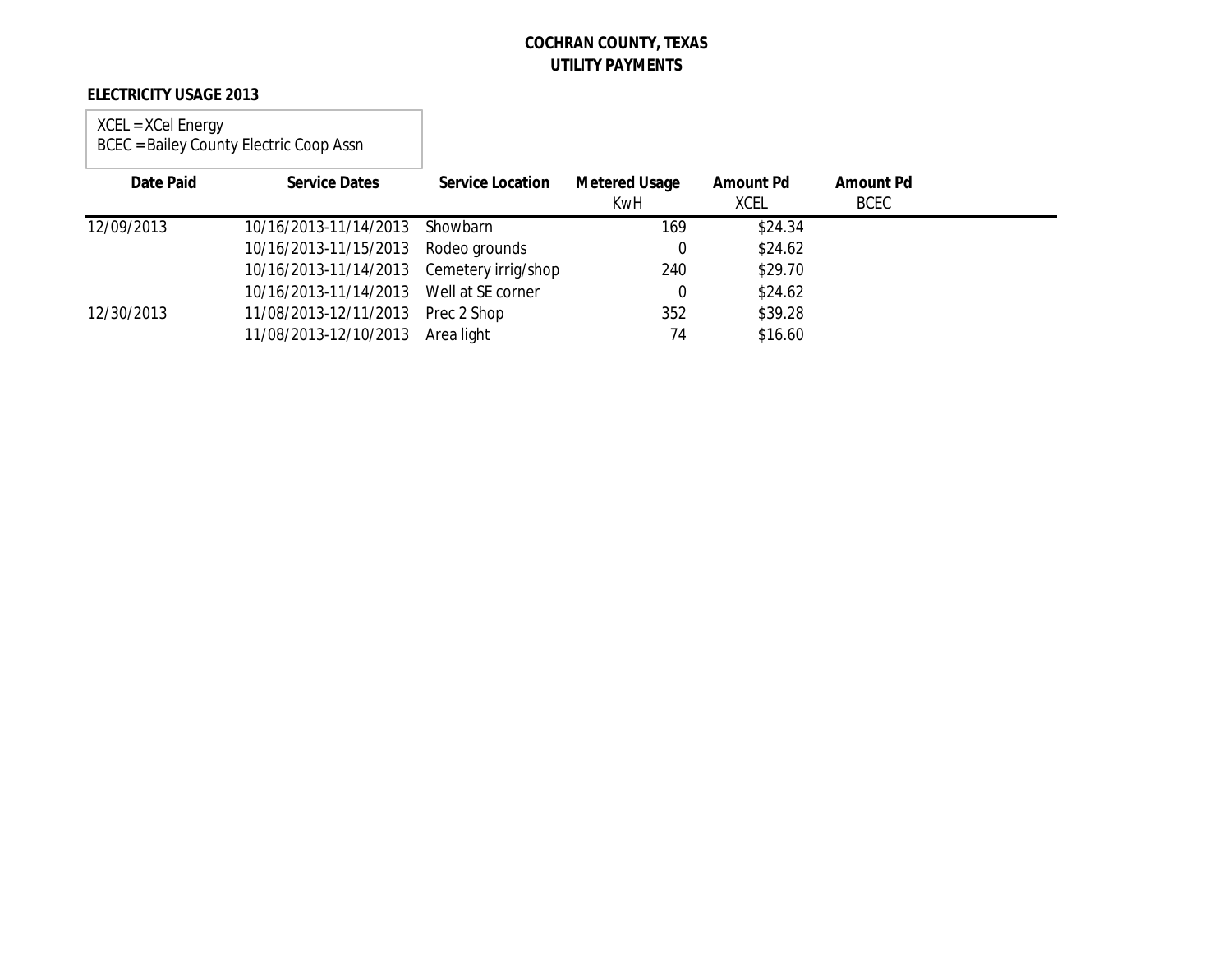**COCHRAN COUNTY, TEXAS**
**UTILITY PAYMENTS**

**ELECTRICITY USAGE 2013**

XCEL = XCel Energy
BCEC = Bailey County Electric Coop Assn

| Date Paid | Service Dates | Service Location | Metered Usage KwH | Amount Pd XCEL | Amount Pd BCEC |
|---|---|---|---|---|---|
| 12/09/2013 | 10/16/2013-11/14/2013 | Showbarn | 169 | $24.34 | |
| | 10/16/2013-11/15/2013 | Rodeo grounds | 0 | $24.62 | |
| | 10/16/2013-11/14/2013 | Cemetery irrig/shop | 240 | $29.70 | |
| | 10/16/2013-11/14/2013 | Well at SE corner | 0 | $24.62 | |
| 12/30/2013 | 11/08/2013-12/11/2013 | Prec 2 Shop | 352 | $39.28 | |
| | 11/08/2013-12/10/2013 | Area light | 74 | $16.60 | |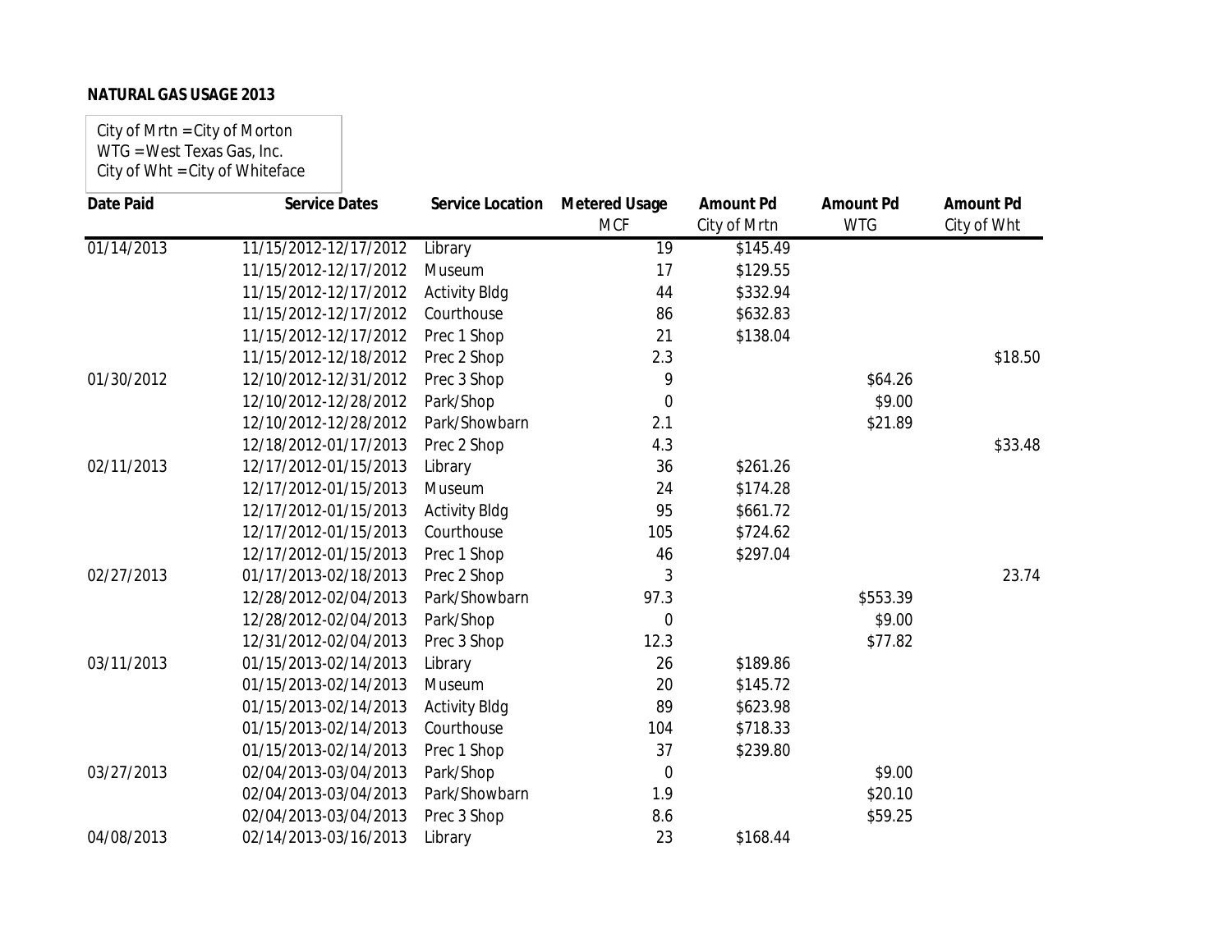**NATURAL GAS USAGE 2013**

City of Mrtn = City of Morton
WTG = West Texas Gas, Inc.
City of Wht = City of Whiteface

| Date Paid | Service Dates | Service Location | Metered Usage MCF | Amount Pd City of Mrtn | Amount Pd WTG | Amount Pd City of Wht |
|---|---|---|---|---|---|---|
| 01/14/2013 | 11/15/2012-12/17/2012 | Library | 19 | $145.49 | | |
| | 11/15/2012-12/17/2012 | Museum | 17 | $129.55 | | |
| | 11/15/2012-12/17/2012 | Activity Bldg | 44 | $332.94 | | |
| | 11/15/2012-12/17/2012 | Courthouse | 86 | $632.83 | | |
| | 11/15/2012-12/17/2012 | Prec 1 Shop | 21 | $138.04 | | |
| | 11/15/2012-12/18/2012 | Prec 2 Shop | 2.3 | | | $18.50 |
| 01/30/2012 | 12/10/2012-12/31/2012 | Prec 3 Shop | 9 | | $64.26 | |
| | 12/10/2012-12/28/2012 | Park/Shop | 0 | | $9.00 | |
| | 12/10/2012-12/28/2012 | Park/Showbarn | 2.1 | | $21.89 | |
| | 12/18/2012-01/17/2013 | Prec 2 Shop | 4.3 | | | $33.48 |
| 02/11/2013 | 12/17/2012-01/15/2013 | Library | 36 | $261.26 | | |
| | 12/17/2012-01/15/2013 | Museum | 24 | $174.28 | | |
| | 12/17/2012-01/15/2013 | Activity Bldg | 95 | $661.72 | | |
| | 12/17/2012-01/15/2013 | Courthouse | 105 | $724.62 | | |
| | 12/17/2012-01/15/2013 | Prec 1 Shop | 46 | $297.04 | | |
| 02/27/2013 | 01/17/2013-02/18/2013 | Prec 2 Shop | 3 | | | 23.74 |
| | 12/28/2012-02/04/2013 | Park/Showbarn | 97.3 | | $553.39 | |
| | 12/28/2012-02/04/2013 | Park/Shop | 0 | | $9.00 | |
| | 12/31/2012-02/04/2013 | Prec 3 Shop | 12.3 | | $77.82 | |
| 03/11/2013 | 01/15/2013-02/14/2013 | Library | 26 | $189.86 | | |
| | 01/15/2013-02/14/2013 | Museum | 20 | $145.72 | | |
| | 01/15/2013-02/14/2013 | Activity Bldg | 89 | $623.98 | | |
| | 01/15/2013-02/14/2013 | Courthouse | 104 | $718.33 | | |
| | 01/15/2013-02/14/2013 | Prec 1 Shop | 37 | $239.80 | | |
| 03/27/2013 | 02/04/2013-03/04/2013 | Park/Shop | 0 | | $9.00 | |
| | 02/04/2013-03/04/2013 | Park/Showbarn | 1.9 | | $20.10 | |
| | 02/04/2013-03/04/2013 | Prec 3 Shop | 8.6 | | $59.25 | |
| 04/08/2013 | 02/14/2013-03/16/2013 | Library | 23 | $168.44 | | |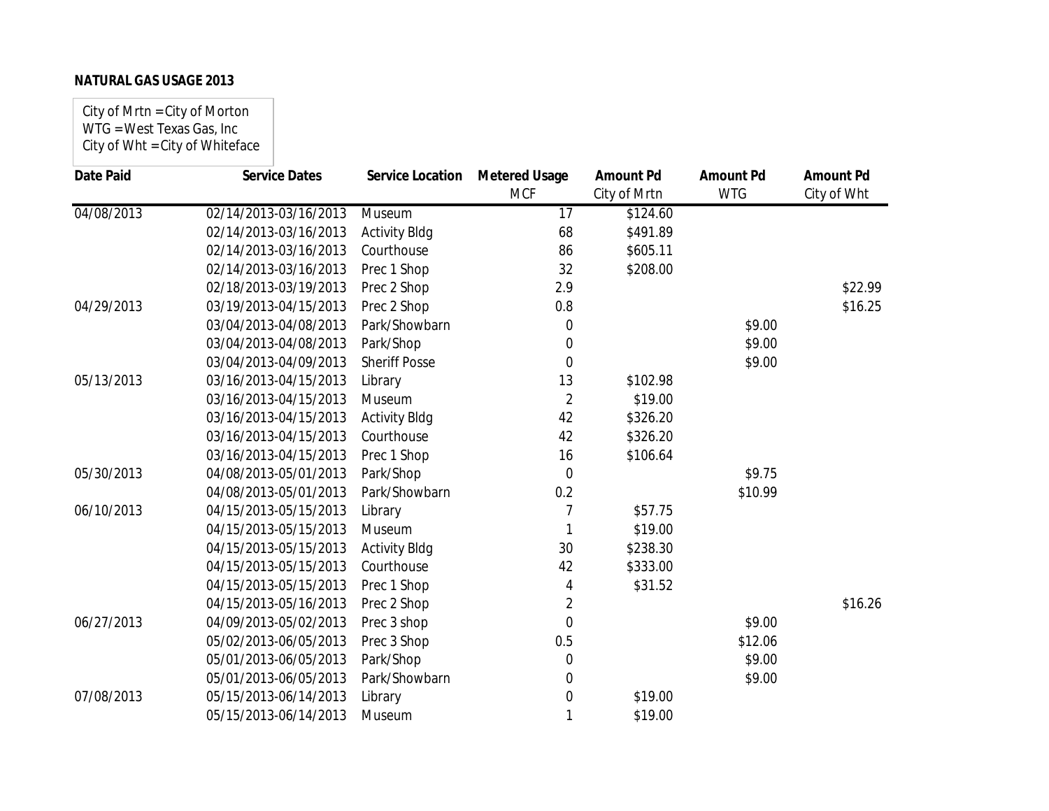**NATURAL GAS USAGE 2013**

City of Mrtn = City of Morton
WTG = West Texas Gas, Inc
City of Wht = City of Whiteface

| Date Paid | Service Dates | Service Location | Metered Usage MCF | Amount Pd City of Mrtn | Amount Pd WTG | Amount Pd City of Wht |
|---|---|---|---|---|---|---|
| 04/08/2013 | 02/14/2013-03/16/2013 | Museum | 17 | $124.60 | | |
| | 02/14/2013-03/16/2013 | Activity Bldg | 68 | $491.89 | | |
| | 02/14/2013-03/16/2013 | Courthouse | 86 | $605.11 | | |
| | 02/14/2013-03/16/2013 | Prec 1 Shop | 32 | $208.00 | | |
| | 02/18/2013-03/19/2013 | Prec 2 Shop | 2.9 | | | $22.99 |
| 04/29/2013 | 03/19/2013-04/15/2013 | Prec 2 Shop | 0.8 | | | $16.25 |
| | 03/04/2013-04/08/2013 | Park/Showbarn | 0 | | $9.00 | |
| | 03/04/2013-04/08/2013 | Park/Shop | 0 | | $9.00 | |
| | 03/04/2013-04/09/2013 | Sheriff Posse | 0 | | $9.00 | |
| 05/13/2013 | 03/16/2013-04/15/2013 | Library | 13 | $102.98 | | |
| | 03/16/2013-04/15/2013 | Museum | 2 | $19.00 | | |
| | 03/16/2013-04/15/2013 | Activity Bldg | 42 | $326.20 | | |
| | 03/16/2013-04/15/2013 | Courthouse | 42 | $326.20 | | |
| | 03/16/2013-04/15/2013 | Prec 1 Shop | 16 | $106.64 | | |
| 05/30/2013 | 04/08/2013-05/01/2013 | Park/Shop | 0 | | $9.75 | |
| | 04/08/2013-05/01/2013 | Park/Showbarn | 0.2 | | $10.99 | |
| 06/10/2013 | 04/15/2013-05/15/2013 | Library | 7 | $57.75 | | |
| | 04/15/2013-05/15/2013 | Museum | 1 | $19.00 | | |
| | 04/15/2013-05/15/2013 | Activity Bldg | 30 | $238.30 | | |
| | 04/15/2013-05/15/2013 | Courthouse | 42 | $333.00 | | |
| | 04/15/2013-05/15/2013 | Prec 1 Shop | 4 | $31.52 | | |
| | 04/15/2013-05/16/2013 | Prec 2 Shop | 2 | | | $16.26 |
| 06/27/2013 | 04/09/2013-05/02/2013 | Prec 3 shop | 0 | | $9.00 | |
| | 05/02/2013-06/05/2013 | Prec 3 Shop | 0.5 | | $12.06 | |
| | 05/01/2013-06/05/2013 | Park/Shop | 0 | | $9.00 | |
| | 05/01/2013-06/05/2013 | Park/Showbarn | 0 | | $9.00 | |
| 07/08/2013 | 05/15/2013-06/14/2013 | Library | 0 | $19.00 | | |
| | 05/15/2013-06/14/2013 | Museum | 1 | $19.00 | | |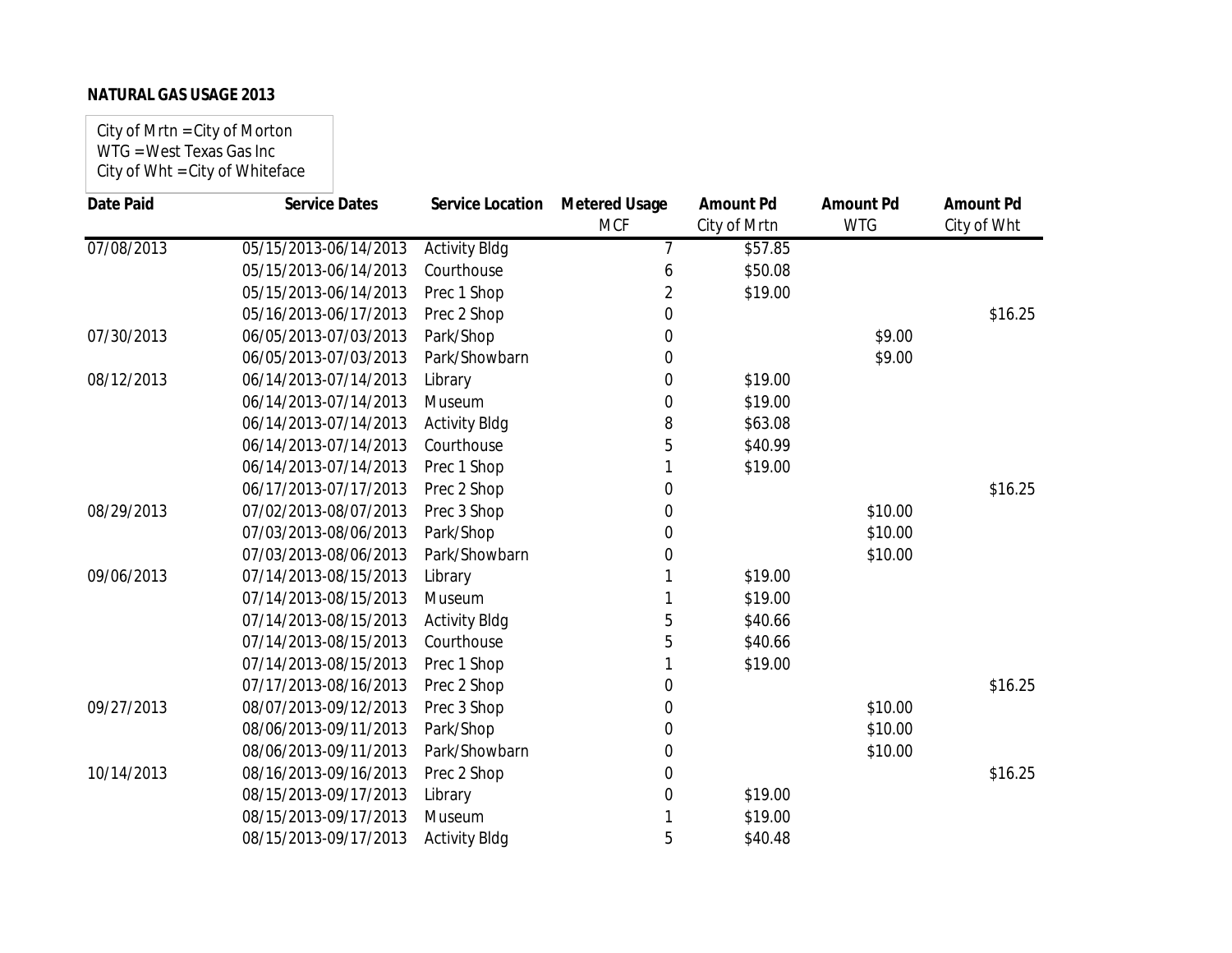**NATURAL GAS USAGE 2013**

City of Mrtn = City of Morton
WTG = West Texas Gas Inc
City of Wht = City of Whiteface

| Date Paid | Service Dates | Service Location | Metered Usage MCF | Amount Pd City of Mrtn | Amount Pd WTG | Amount Pd City of Wht |
|---|---|---|---|---|---|---|
| 07/08/2013 | 05/15/2013-06/14/2013 | Activity Bldg | 7 | $57.85 | | |
| | 05/15/2013-06/14/2013 | Courthouse | 6 | $50.08 | | |
| | 05/15/2013-06/14/2013 | Prec 1 Shop | 2 | $19.00 | | |
| | 05/16/2013-06/17/2013 | Prec 2 Shop | 0 | | | $16.25 |
| 07/30/2013 | 06/05/2013-07/03/2013 | Park/Shop | 0 | | $9.00 | |
| | 06/05/2013-07/03/2013 | Park/Showbarn | 0 | | $9.00 | |
| 08/12/2013 | 06/14/2013-07/14/2013 | Library | 0 | $19.00 | | |
| | 06/14/2013-07/14/2013 | Museum | 0 | $19.00 | | |
| | 06/14/2013-07/14/2013 | Activity Bldg | 8 | $63.08 | | |
| | 06/14/2013-07/14/2013 | Courthouse | 5 | $40.99 | | |
| | 06/14/2013-07/14/2013 | Prec 1 Shop | 1 | $19.00 | | |
| | 06/17/2013-07/17/2013 | Prec 2 Shop | 0 | | | $16.25 |
| 08/29/2013 | 07/02/2013-08/07/2013 | Prec 3 Shop | 0 | | $10.00 | |
| | 07/03/2013-08/06/2013 | Park/Shop | 0 | | $10.00 | |
| | 07/03/2013-08/06/2013 | Park/Showbarn | 0 | | $10.00 | |
| 09/06/2013 | 07/14/2013-08/15/2013 | Library | 1 | $19.00 | | |
| | 07/14/2013-08/15/2013 | Museum | 1 | $19.00 | | |
| | 07/14/2013-08/15/2013 | Activity Bldg | 5 | $40.66 | | |
| | 07/14/2013-08/15/2013 | Courthouse | 5 | $40.66 | | |
| | 07/14/2013-08/15/2013 | Prec 1 Shop | 1 | $19.00 | | |
| | 07/17/2013-08/16/2013 | Prec 2 Shop | 0 | | | $16.25 |
| 09/27/2013 | 08/07/2013-09/12/2013 | Prec 3 Shop | 0 | | $10.00 | |
| | 08/06/2013-09/11/2013 | Park/Shop | 0 | | $10.00 | |
| | 08/06/2013-09/11/2013 | Park/Showbarn | 0 | | $10.00 | |
| 10/14/2013 | 08/16/2013-09/16/2013 | Prec 2 Shop | 0 | | | $16.25 |
| | 08/15/2013-09/17/2013 | Library | 0 | $19.00 | | |
| | 08/15/2013-09/17/2013 | Museum | 1 | $19.00 | | |
| | 08/15/2013-09/17/2013 | Activity Bldg | 5 | $40.48 | | |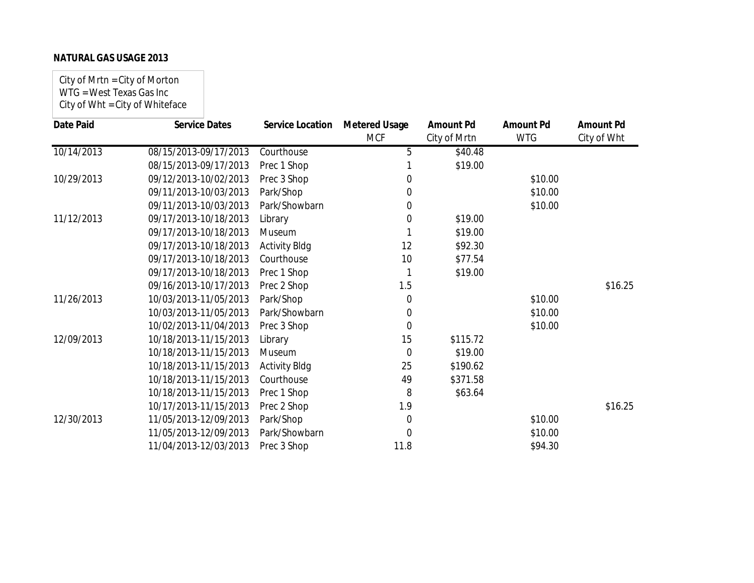**NATURAL GAS USAGE 2013**

City of Mrtn = City of Morton
WTG = West Texas Gas Inc
City of Wht = City of Whiteface

| Date Paid | Service Dates | Service Location | Metered Usage MCF | Amount Pd City of Mrtn | Amount Pd WTG | Amount Pd City of Wht |
|---|---|---|---|---|---|---|
| 10/14/2013 | 08/15/2013-09/17/2013 | Courthouse | 5 | $40.48 | | |
| | 08/15/2013-09/17/2013 | Prec 1 Shop | 1 | $19.00 | | |
| 10/29/2013 | 09/12/2013-10/02/2013 | Prec 3 Shop | 0 | | $10.00 | |
| | 09/11/2013-10/03/2013 | Park/Shop | 0 | | $10.00 | |
| | 09/11/2013-10/03/2013 | Park/Showbarn | 0 | | $10.00 | |
| 11/12/2013 | 09/17/2013-10/18/2013 | Library | 0 | $19.00 | | |
| | 09/17/2013-10/18/2013 | Museum | 1 | $19.00 | | |
| | 09/17/2013-10/18/2013 | Activity Bldg | 12 | $92.30 | | |
| | 09/17/2013-10/18/2013 | Courthouse | 10 | $77.54 | | |
| | 09/17/2013-10/18/2013 | Prec 1 Shop | 1 | $19.00 | | |
| | 09/16/2013-10/17/2013 | Prec 2 Shop | 1.5 | | | $16.25 |
| 11/26/2013 | 10/03/2013-11/05/2013 | Park/Shop | 0 | | $10.00 | |
| | 10/03/2013-11/05/2013 | Park/Showbarn | 0 | | $10.00 | |
| | 10/02/2013-11/04/2013 | Prec 3 Shop | 0 | | $10.00 | |
| 12/09/2013 | 10/18/2013-11/15/2013 | Library | 15 | $115.72 | | |
| | 10/18/2013-11/15/2013 | Museum | 0 | $19.00 | | |
| | 10/18/2013-11/15/2013 | Activity Bldg | 25 | $190.62 | | |
| | 10/18/2013-11/15/2013 | Courthouse | 49 | $371.58 | | |
| | 10/18/2013-11/15/2013 | Prec 1 Shop | 8 | $63.64 | | |
| | 10/17/2013-11/15/2013 | Prec 2 Shop | 1.9 | | | $16.25 |
| 12/30/2013 | 11/05/2013-12/09/2013 | Park/Shop | 0 | | $10.00 | |
| | 11/05/2013-12/09/2013 | Park/Showbarn | 0 | | $10.00 | |
| | 11/04/2013-12/03/2013 | Prec 3 Shop | 11.8 | | $94.30 | |